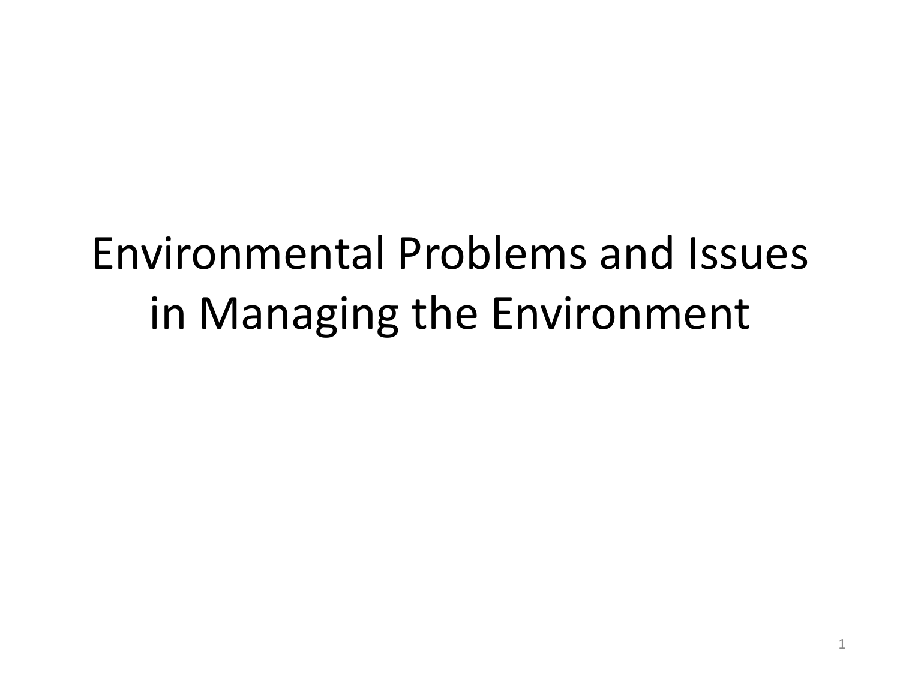# Environmental Problems and Issues in Managing the Environment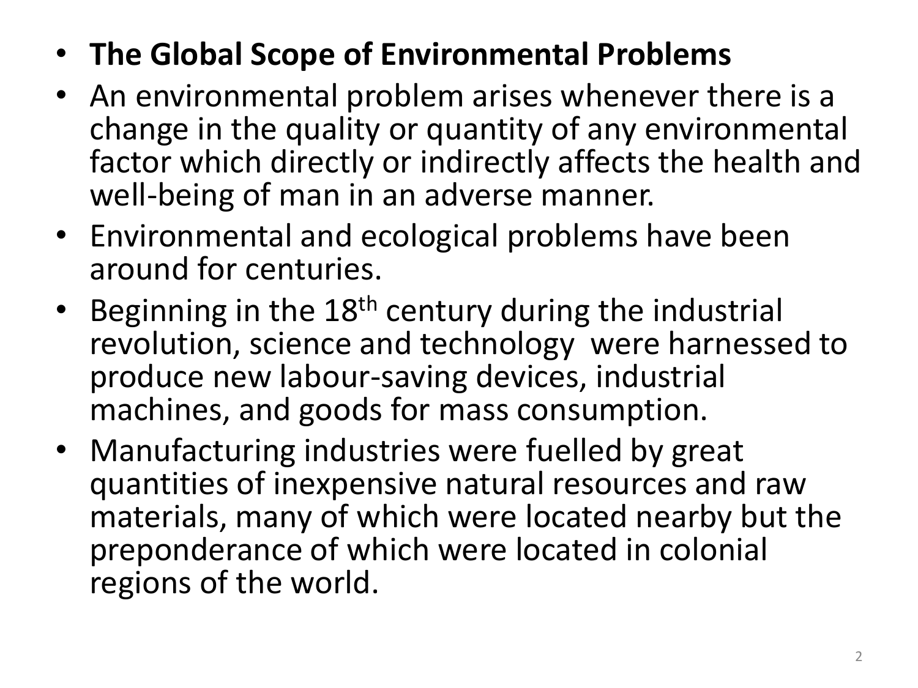- **The Global Scope of Environmental Problems**
- An environmental problem arises whenever there is a change in the quality or quantity of any environmental factor which directly or indirectly affects the health and well-being of man in an adverse manner.
- Environmental and ecological problems have been around for centuries.
- Beginning in the $18^{th}$ century during the industrial revolution, science and technology were harnessed to produce new labour-saving devices, industrial machines, and goods for mass consumption.
- Manufacturing industries were fuelled by great quantities of inexpensive natural resources and raw materials, many of which were located nearby but the preponderance of which were located in colonial regions of the world.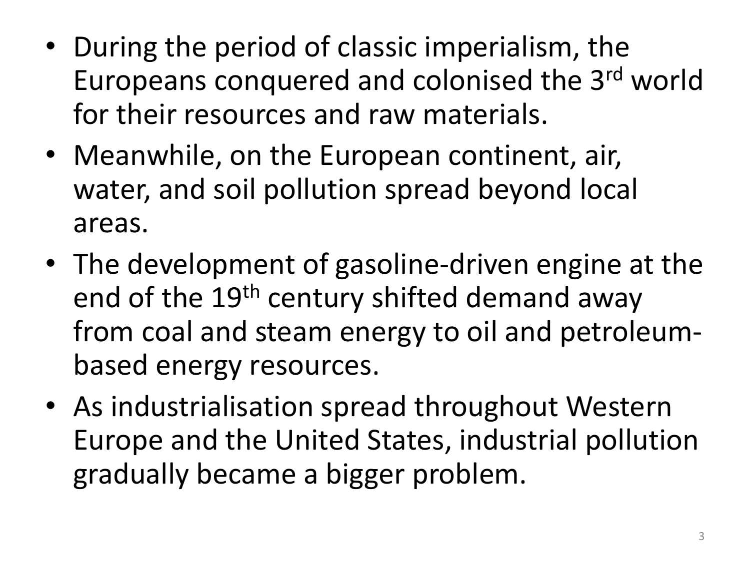- During the period of classic imperialism, the Europeans conquered and colonised the 3rd world for their resources and raw materials.
- Meanwhile, on the European continent, air, water, and soil pollution spread beyond local areas.
- The development of gasoline-driven engine at the end of the 19th century shifted demand away from coal and steam energy to oil and petroleum-based energy resources.
- As industrialisation spread throughout Western Europe and the United States, industrial pollution gradually became a bigger problem.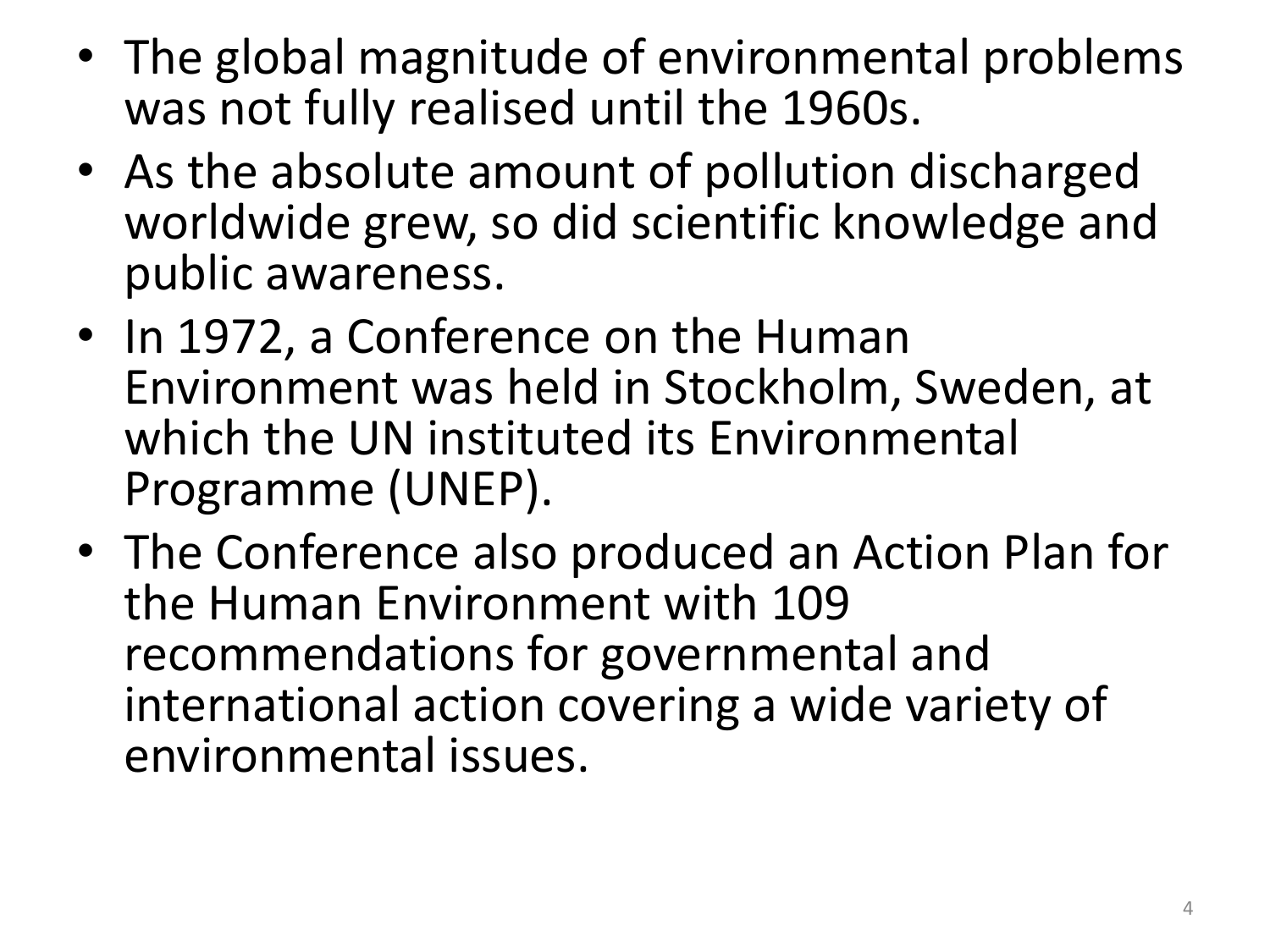- The global magnitude of environmental problems was not fully realised until the 1960s.
- As the absolute amount of pollution discharged worldwide grew, so did scientific knowledge and public awareness.
- In 1972, a Conference on the Human Environment was held in Stockholm, Sweden, at which the UN instituted its Environmental Programme (UNEP).
- The Conference also produced an Action Plan for the Human Environment with 109 recommendations for governmental and international action covering a wide variety of environmental issues.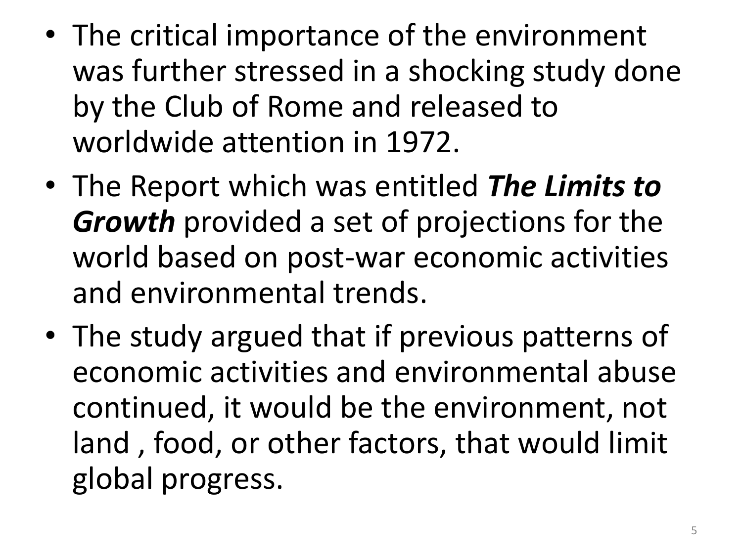- The critical importance of the environment was further stressed in a shocking study done by the Club of Rome and released to worldwide attention in 1972.
- The Report which was entitled ***The Limits to Growth*** provided a set of projections for the world based on post-war economic activities and environmental trends.
- The study argued that if previous patterns of economic activities and environmental abuse continued, it would be the environment, not land , food, or other factors, that would limit global progress.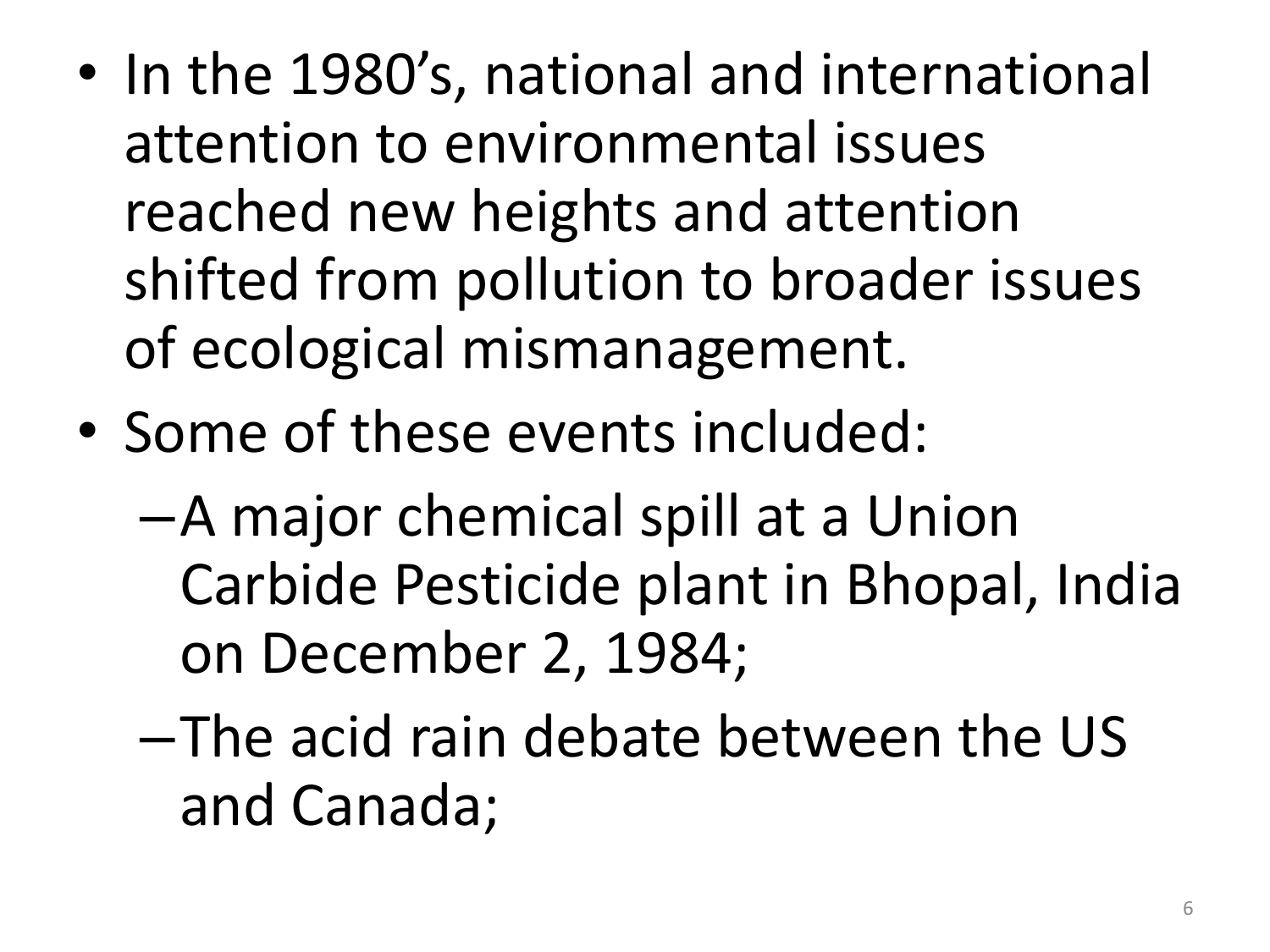- In the 1980's, national and international attention to environmental issues reached new heights and attention shifted from pollution to broader issues of ecological mismanagement.
- Some of these events included:
  - A major chemical spill at a Union Carbide Pesticide plant in Bhopal, India on December 2, 1984;
  - The acid rain debate between the US and Canada;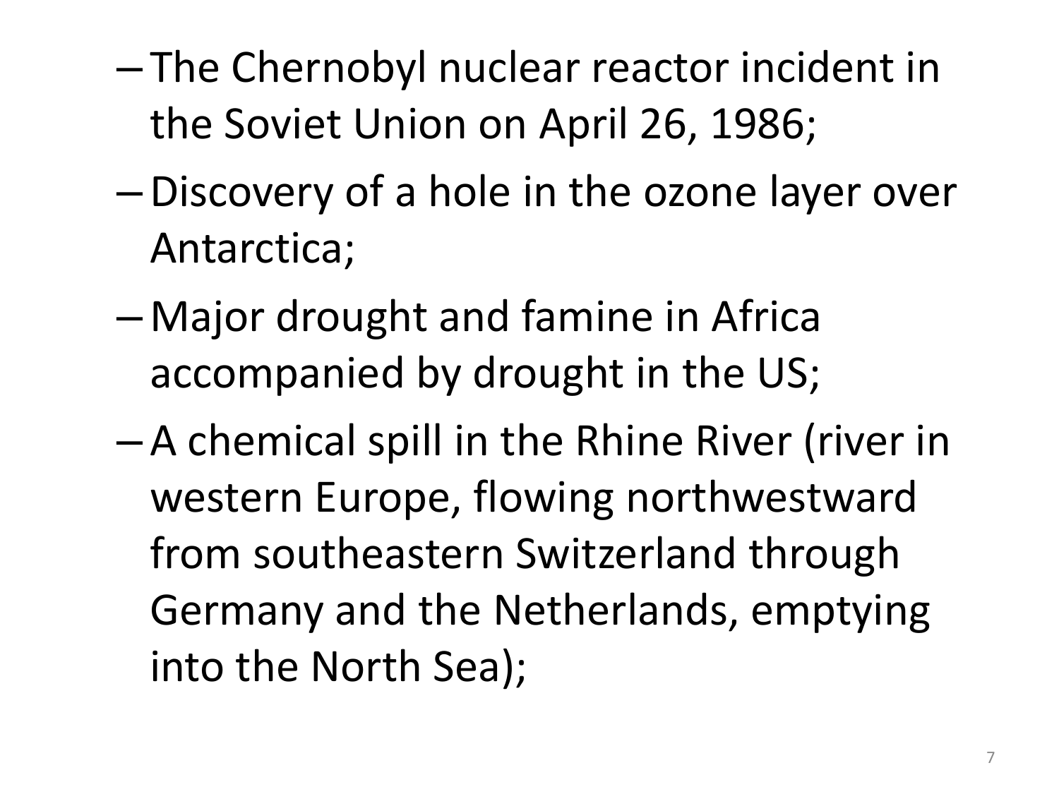- The Chernobyl nuclear reactor incident in the Soviet Union on April 26, 1986;
- Discovery of a hole in the ozone layer over Antarctica;
- Major drought and famine in Africa accompanied by drought in the US;
- A chemical spill in the Rhine River (river in western Europe, flowing northwestward from southeastern Switzerland through Germany and the Netherlands, emptying into the North Sea);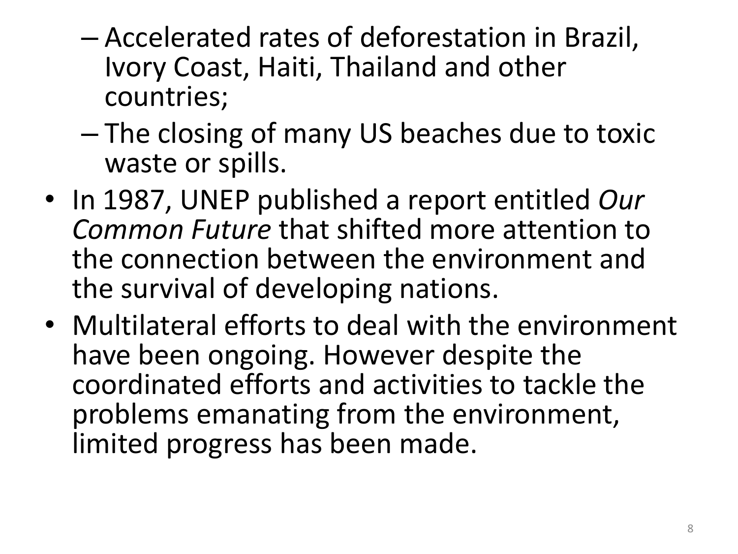- Accelerated rates of deforestation in Brazil, Ivory Coast, Haiti, Thailand and other countries;
  - The closing of many US beaches due to toxic waste or spills.
- In 1987, UNEP published a report entitled *Our Common Future* that shifted more attention to the connection between the environment and the survival of developing nations.
- Multilateral efforts to deal with the environment have been ongoing. However despite the coordinated efforts and activities to tackle the problems emanating from the environment, limited progress has been made.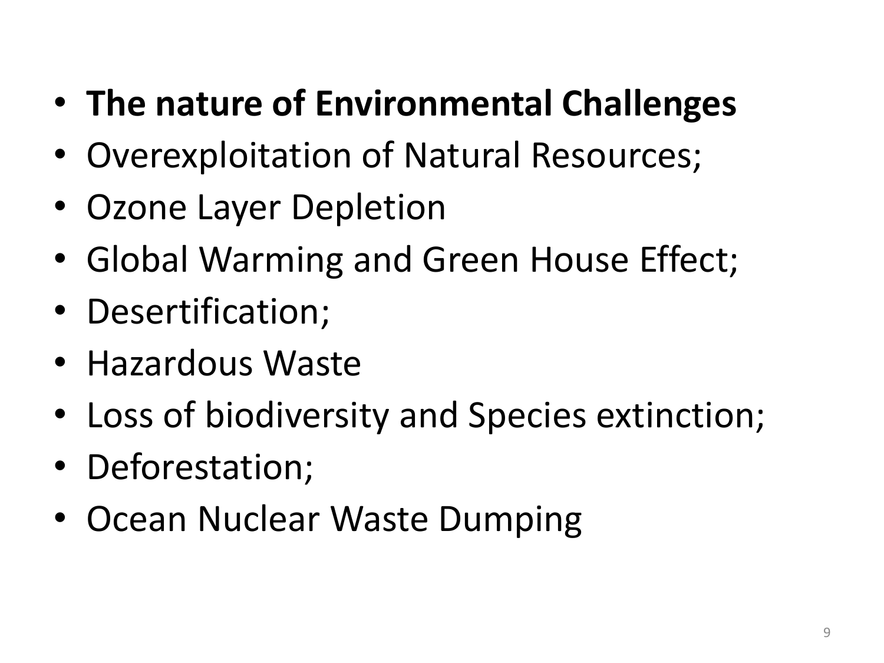- **The nature of Environmental Challenges**
- Overexploitation of Natural Resources;
- Ozone Layer Depletion
- Global Warming and Green House Effect;
- Desertification;
- Hazardous Waste
- Loss of biodiversity and Species extinction;
- Deforestation;
- Ocean Nuclear Waste Dumping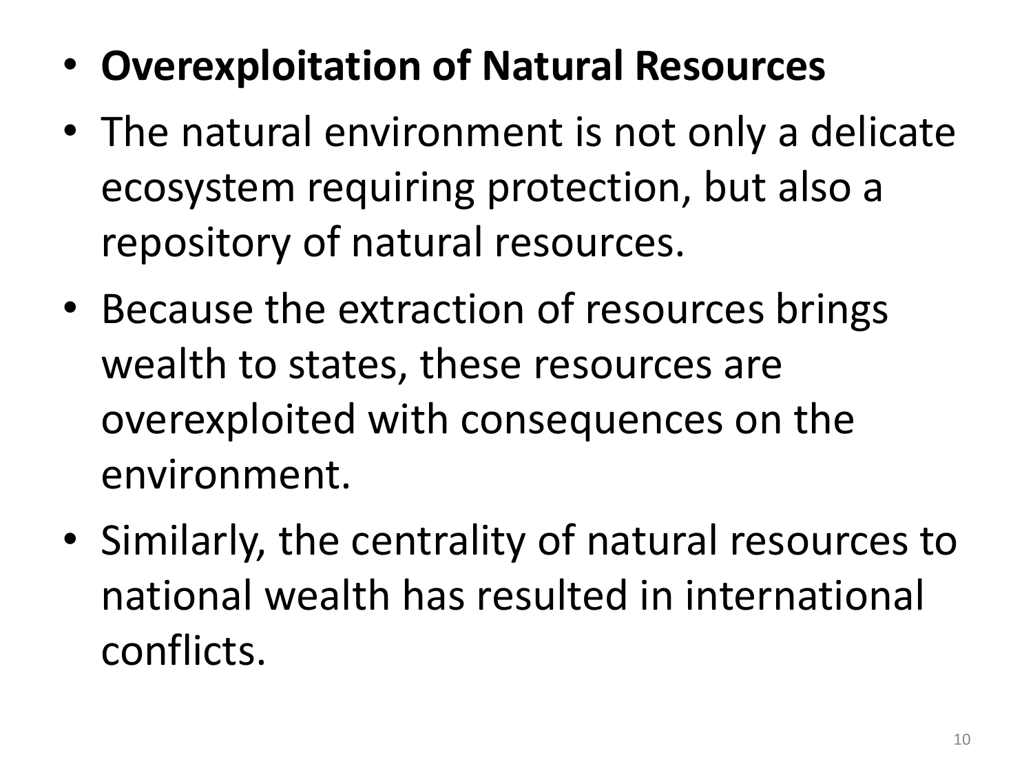- **Overexploitation of Natural Resources**
- The natural environment is not only a delicate ecosystem requiring protection, but also a repository of natural resources.
- Because the extraction of resources brings wealth to states, these resources are overexploited with consequences on the environment.
- Similarly, the centrality of natural resources to national wealth has resulted in international conflicts.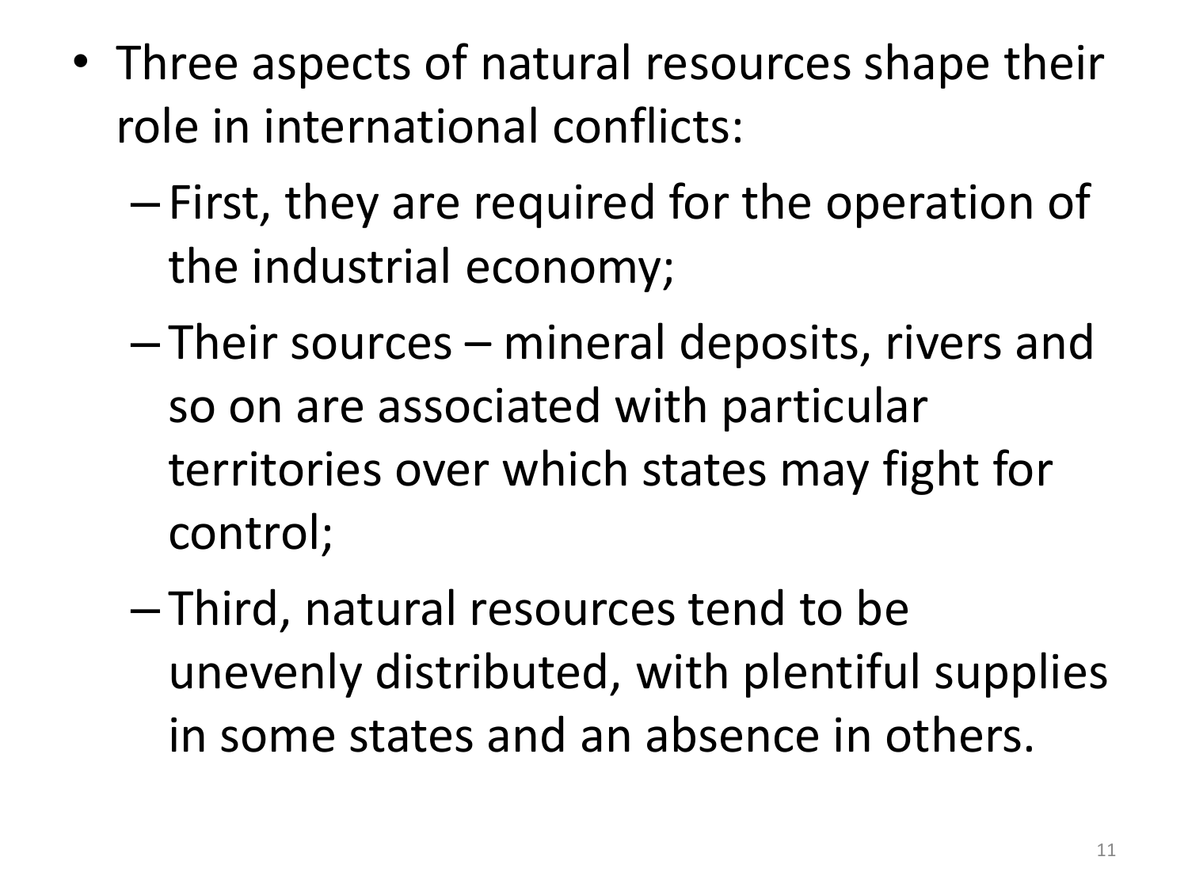- Three aspects of natural resources shape their role in international conflicts:
  - First, they are required for the operation of the industrial economy;
  - Their sources – mineral deposits, rivers and so on are associated with particular territories over which states may fight for control;
  - Third, natural resources tend to be unevenly distributed, with plentiful supplies in some states and an absence in others.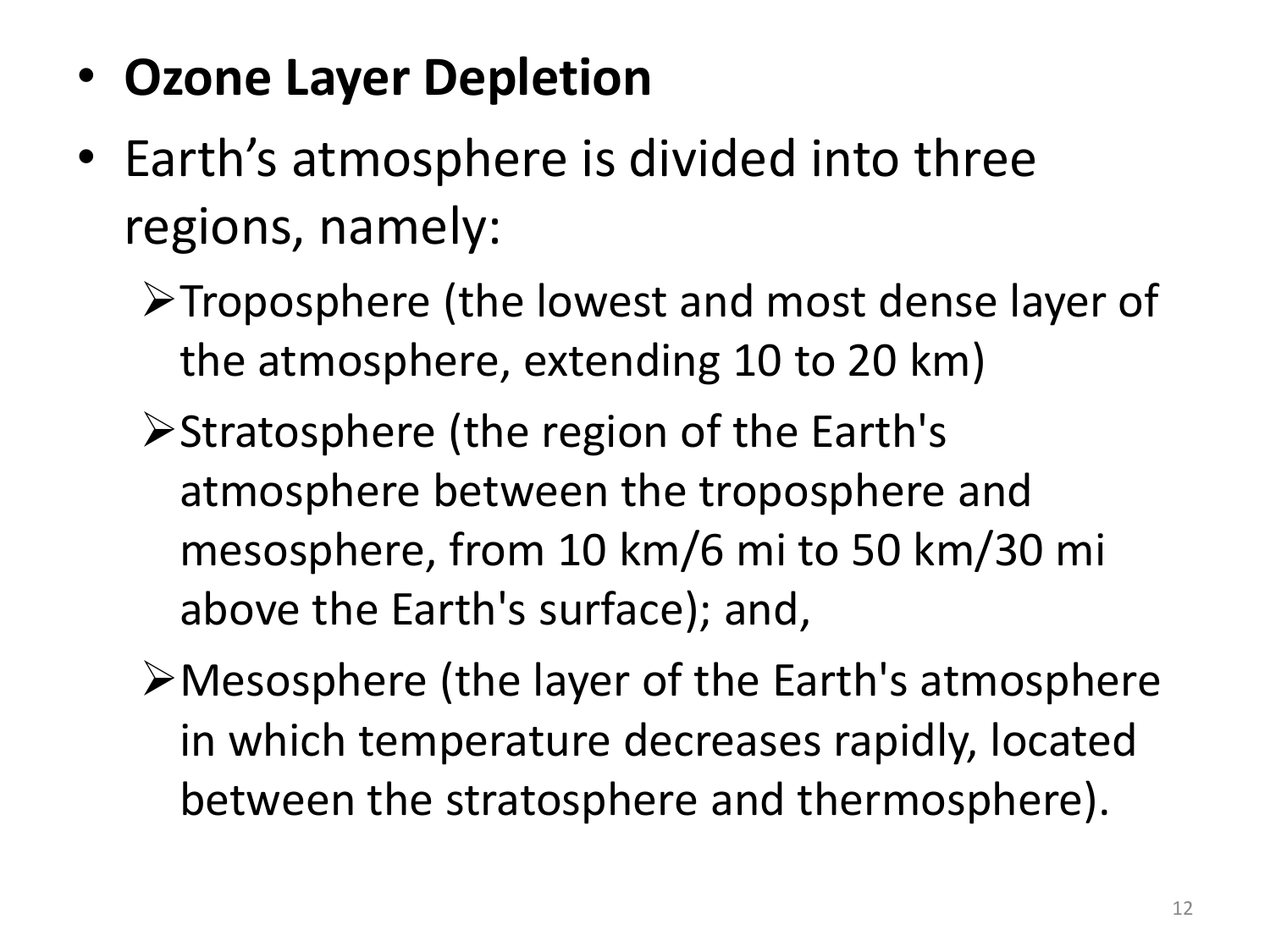- **Ozone Layer Depletion**
- Earth's atmosphere is divided into three regions, namely:
  - Troposphere (the lowest and most dense layer of the atmosphere, extending 10 to 20 km)
  - Stratosphere (the region of the Earth's atmosphere between the troposphere and mesosphere, from 10 km/6 mi to 50 km/30 mi above the Earth's surface); and,
  - Mesosphere (the layer of the Earth's atmosphere in which temperature decreases rapidly, located between the stratosphere and thermosphere).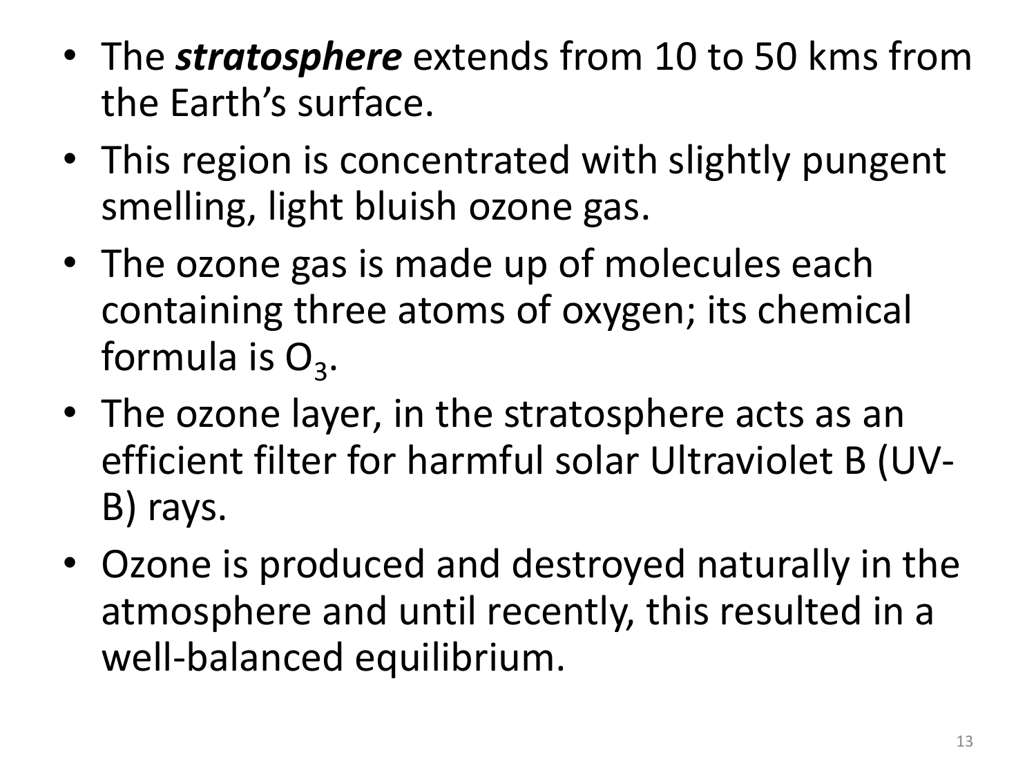- The ***stratosphere*** extends from 10 to 50 kms from the Earth's surface.
- This region is concentrated with slightly pungent smelling, light bluish ozone gas.
- The ozone gas is made up of molecules each containing three atoms of oxygen; its chemical formula is $O_3$.
- The ozone layer, in the stratosphere acts as an efficient filter for harmful solar Ultraviolet B (UV-B) rays.
- Ozone is produced and destroyed naturally in the atmosphere and until recently, this resulted in a well-balanced equilibrium.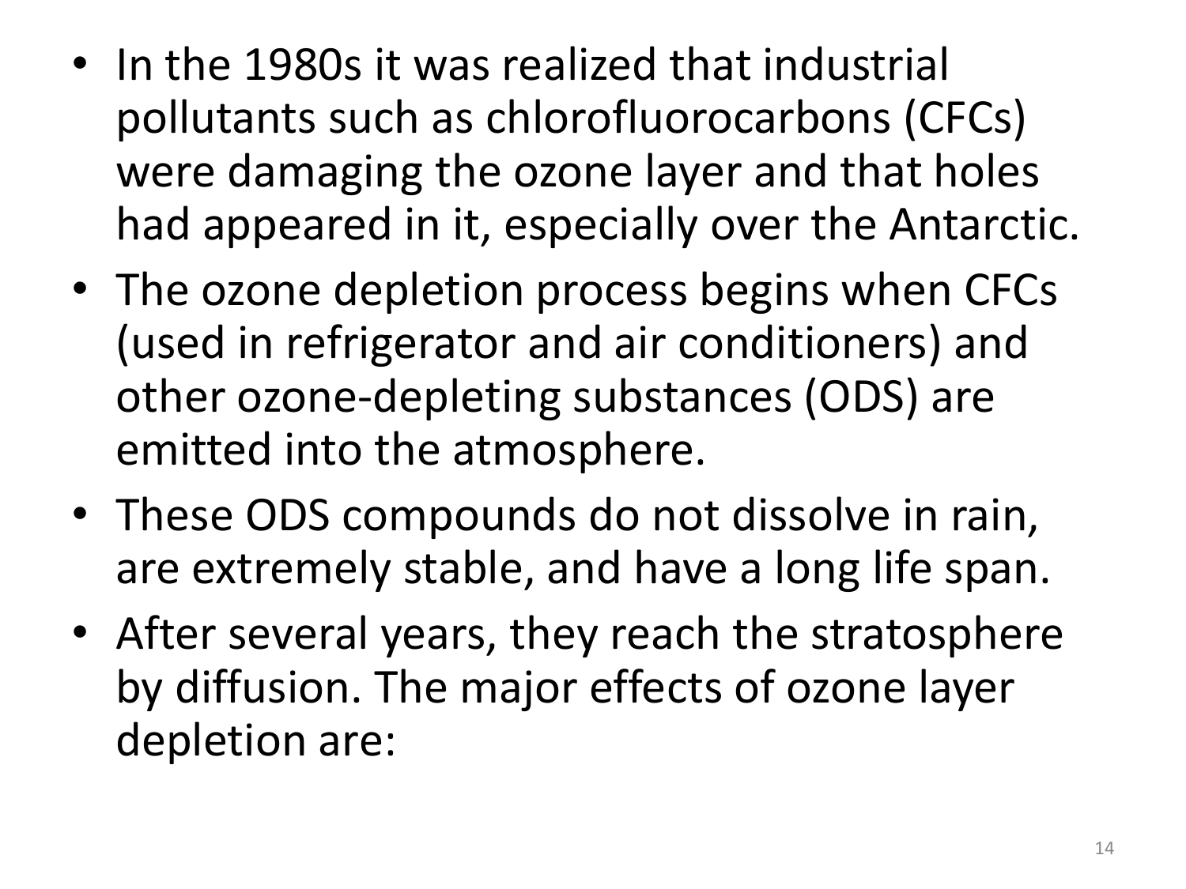- In the 1980s it was realized that industrial pollutants such as chlorofluorocarbons (CFCs) were damaging the ozone layer and that holes had appeared in it, especially over the Antarctic.
- The ozone depletion process begins when CFCs (used in refrigerator and air conditioners) and other ozone-depleting substances (ODS) are emitted into the atmosphere.
- These ODS compounds do not dissolve in rain, are extremely stable, and have a long life span.
- After several years, they reach the stratosphere by diffusion. The major effects of ozone layer depletion are: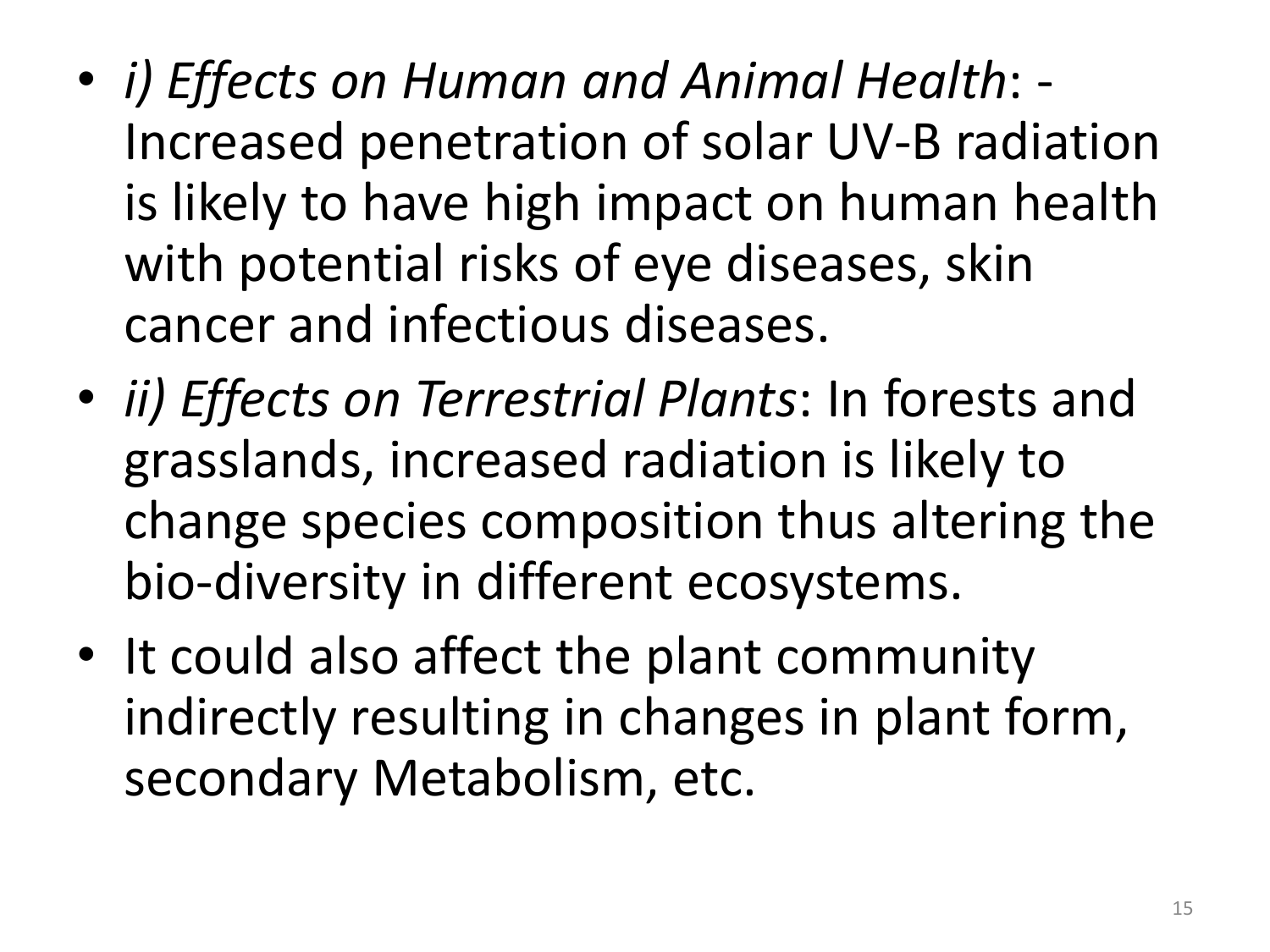- *i) Effects on Human and Animal Health*: - Increased penetration of solar UV-B radiation is likely to have high impact on human health with potential risks of eye diseases, skin cancer and infectious diseases.
- *ii) Effects on Terrestrial Plants*: In forests and grasslands, increased radiation is likely to change species composition thus altering the bio-diversity in different ecosystems.
- It could also affect the plant community indirectly resulting in changes in plant form, secondary Metabolism, etc.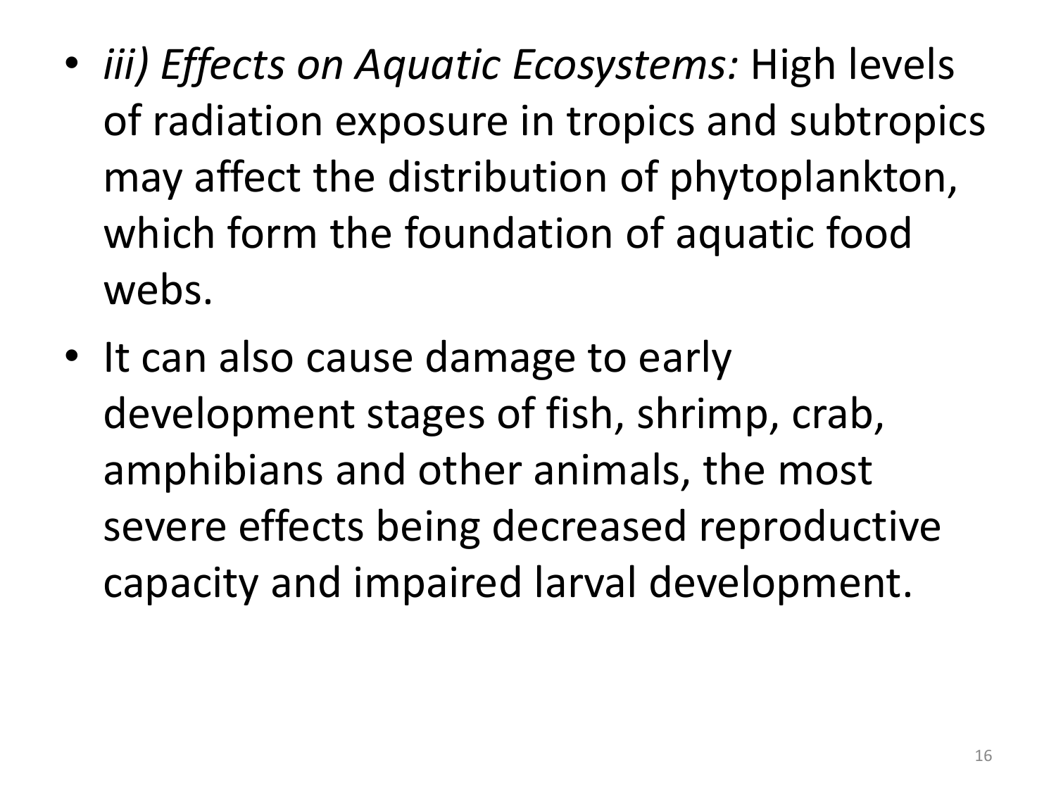- *iii) Effects on Aquatic Ecosystems:* High levels of radiation exposure in tropics and subtropics may affect the distribution of phytoplankton, which form the foundation of aquatic food webs.
- It can also cause damage to early development stages of fish, shrimp, crab, amphibians and other animals, the most severe effects being decreased reproductive capacity and impaired larval development.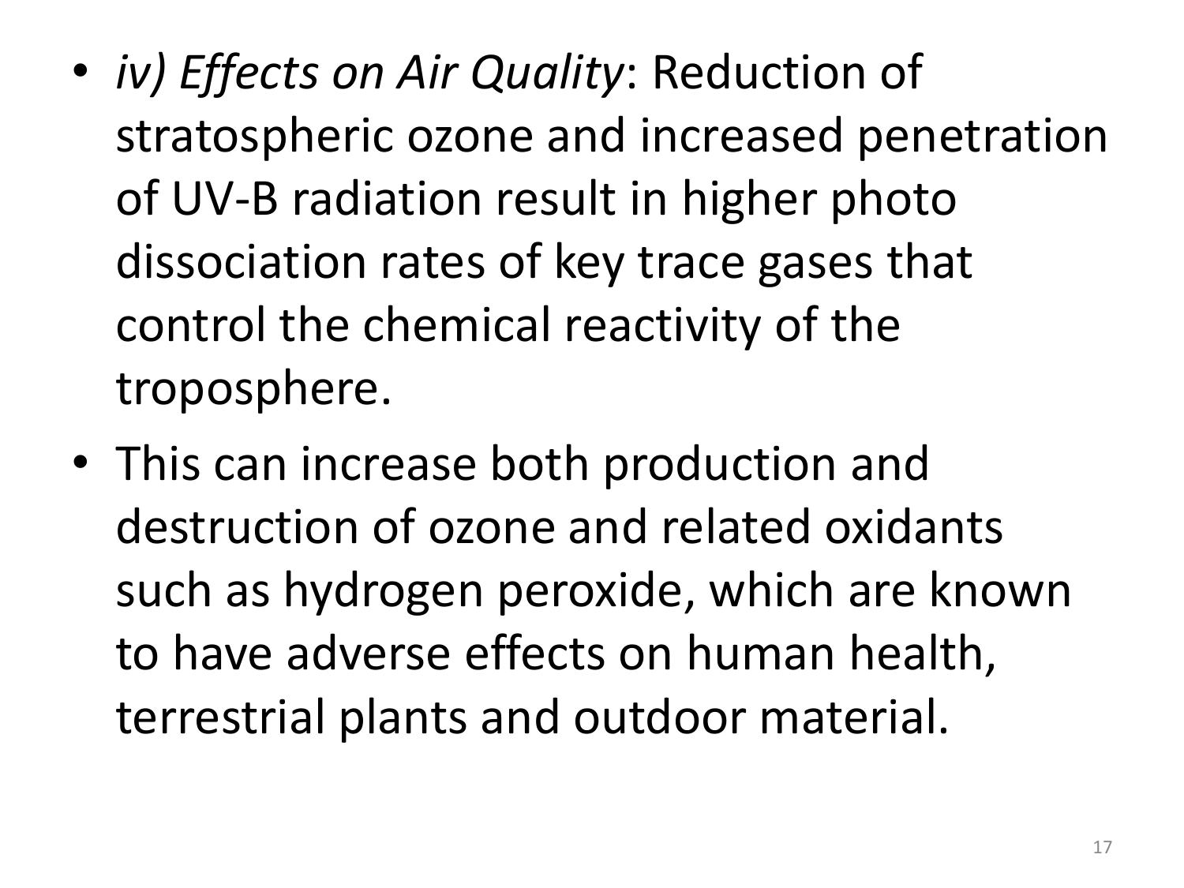- *iv) Effects on Air Quality*: Reduction of stratospheric ozone and increased penetration of UV-B radiation result in higher photo dissociation rates of key trace gases that control the chemical reactivity of the troposphere.
- This can increase both production and destruction of ozone and related oxidants such as hydrogen peroxide, which are known to have adverse effects on human health, terrestrial plants and outdoor material.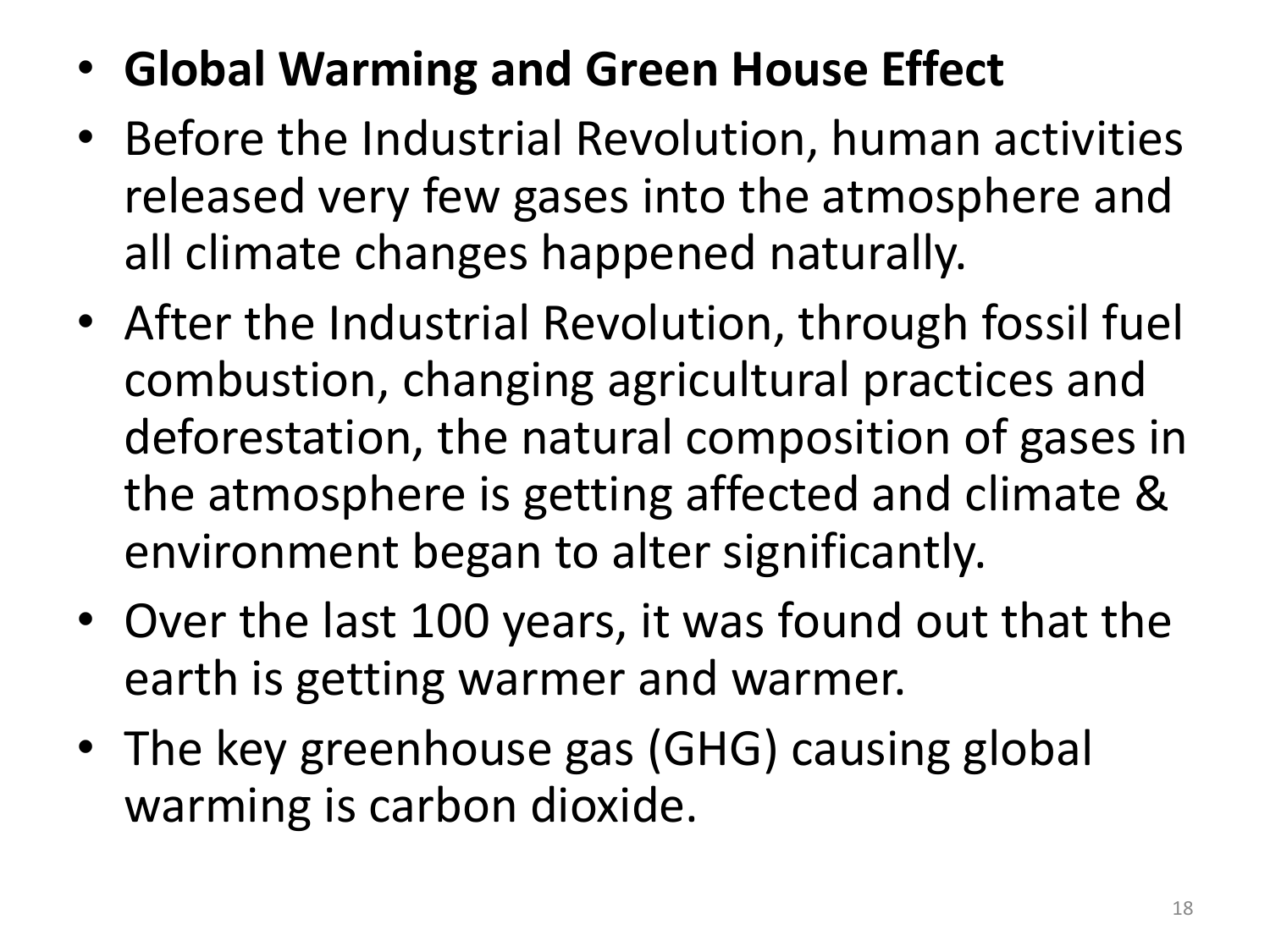- **Global Warming and Green House Effect**
- Before the Industrial Revolution, human activities released very few gases into the atmosphere and all climate changes happened naturally.
- After the Industrial Revolution, through fossil fuel combustion, changing agricultural practices and deforestation, the natural composition of gases in the atmosphere is getting affected and climate & environment began to alter significantly.
- Over the last 100 years, it was found out that the earth is getting warmer and warmer.
- The key greenhouse gas (GHG) causing global warming is carbon dioxide.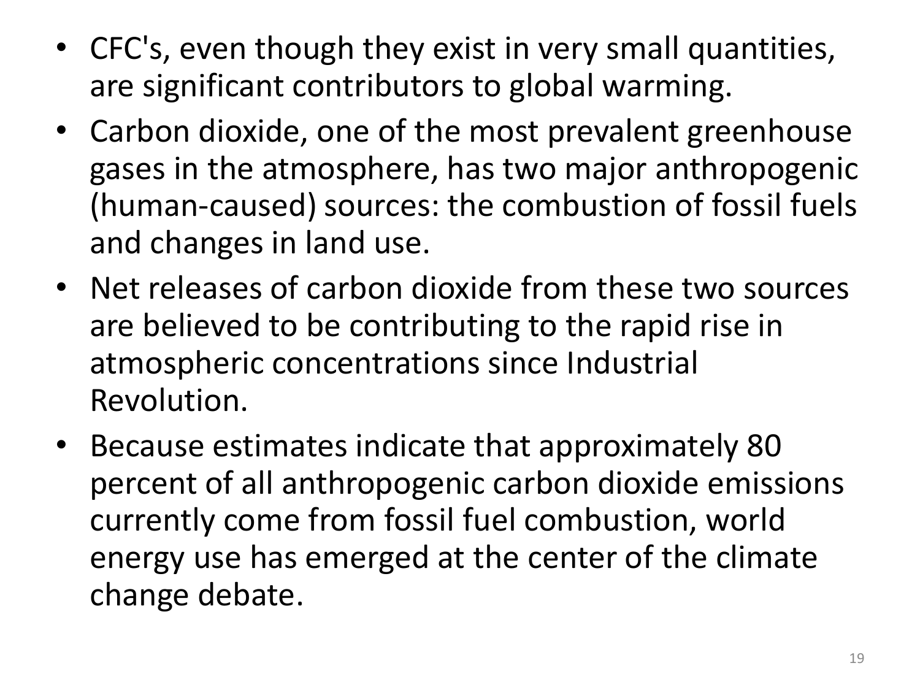- CFC's, even though they exist in very small quantities, are significant contributors to global warming.
- Carbon dioxide, one of the most prevalent greenhouse gases in the atmosphere, has two major anthropogenic (human-caused) sources: the combustion of fossil fuels and changes in land use.
- Net releases of carbon dioxide from these two sources are believed to be contributing to the rapid rise in atmospheric concentrations since Industrial Revolution.
- Because estimates indicate that approximately 80 percent of all anthropogenic carbon dioxide emissions currently come from fossil fuel combustion, world energy use has emerged at the center of the climate change debate.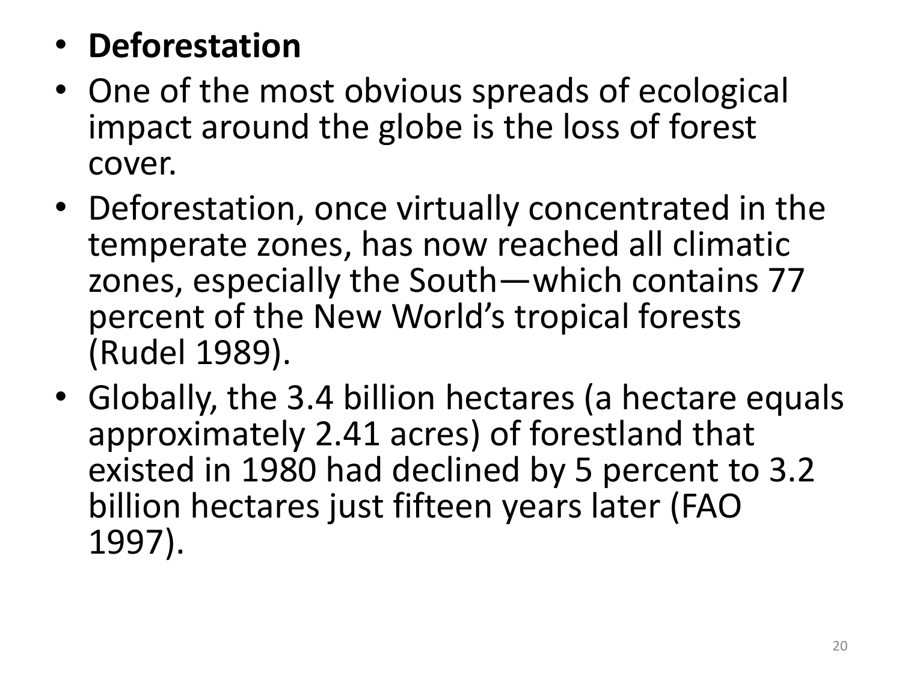- **Deforestation**
- One of the most obvious spreads of ecological impact around the globe is the loss of forest cover.
- Deforestation, once virtually concentrated in the temperate zones, has now reached all climatic zones, especially the South—which contains 77 percent of the New World's tropical forests (Rudel 1989).
- Globally, the 3.4 billion hectares (a hectare equals approximately 2.41 acres) of forestland that existed in 1980 had declined by 5 percent to 3.2 billion hectares just fifteen years later (FAO 1997).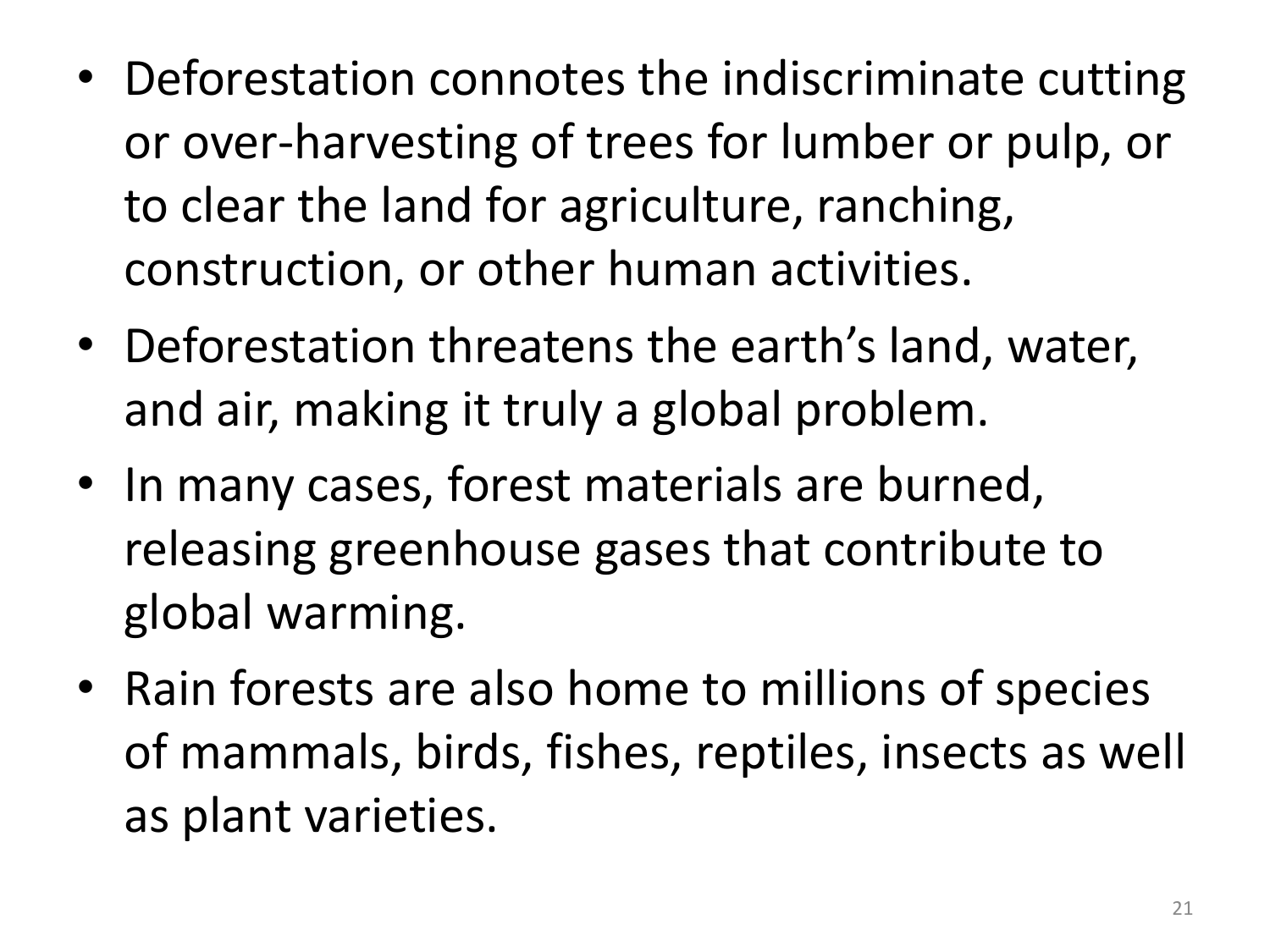- Deforestation connotes the indiscriminate cutting or over-harvesting of trees for lumber or pulp, or to clear the land for agriculture, ranching, construction, or other human activities.
- Deforestation threatens the earth's land, water, and air, making it truly a global problem.
- In many cases, forest materials are burned, releasing greenhouse gases that contribute to global warming.
- Rain forests are also home to millions of species of mammals, birds, fishes, reptiles, insects as well as plant varieties.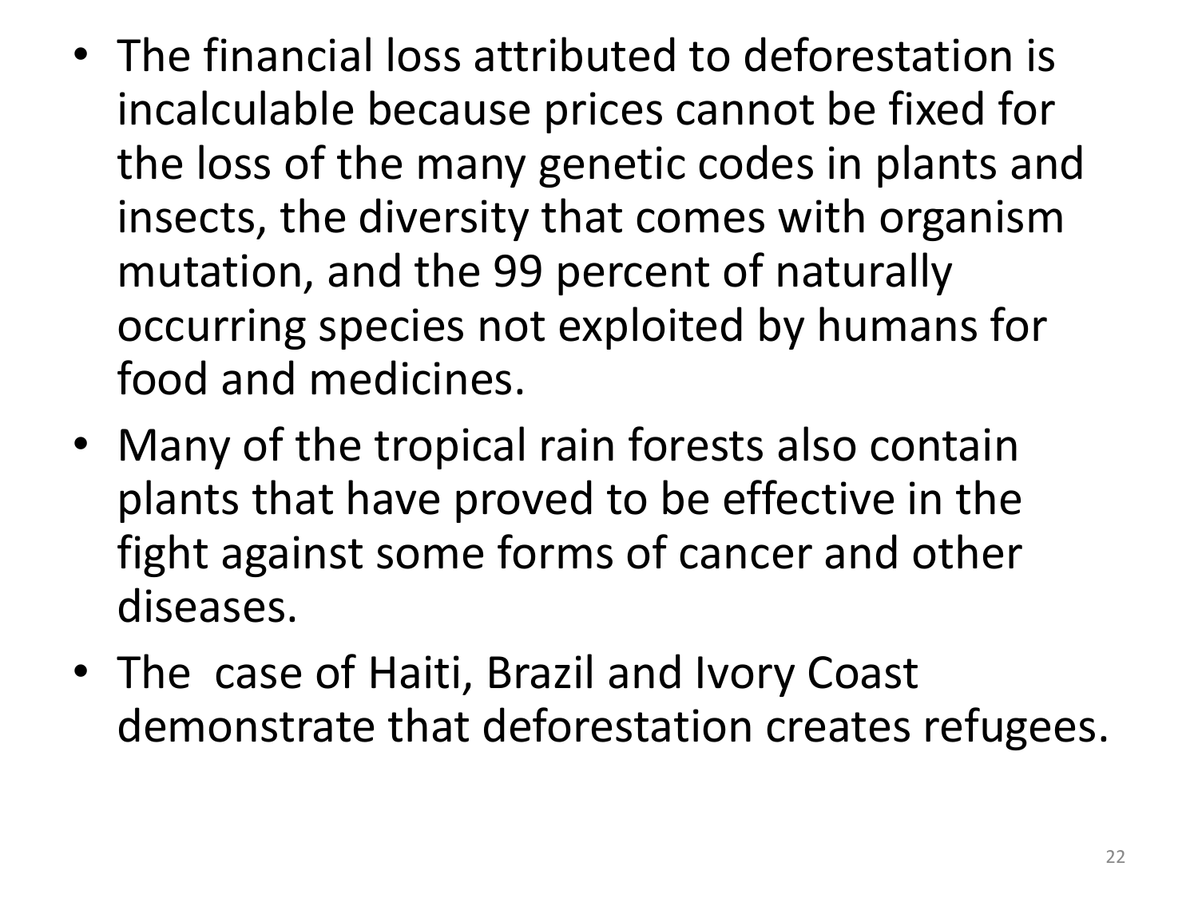- The financial loss attributed to deforestation is incalculable because prices cannot be fixed for the loss of the many genetic codes in plants and insects, the diversity that comes with organism mutation, and the 99 percent of naturally occurring species not exploited by humans for food and medicines.
- Many of the tropical rain forests also contain plants that have proved to be effective in the fight against some forms of cancer and other diseases.
- The case of Haiti, Brazil and Ivory Coast demonstrate that deforestation creates refugees.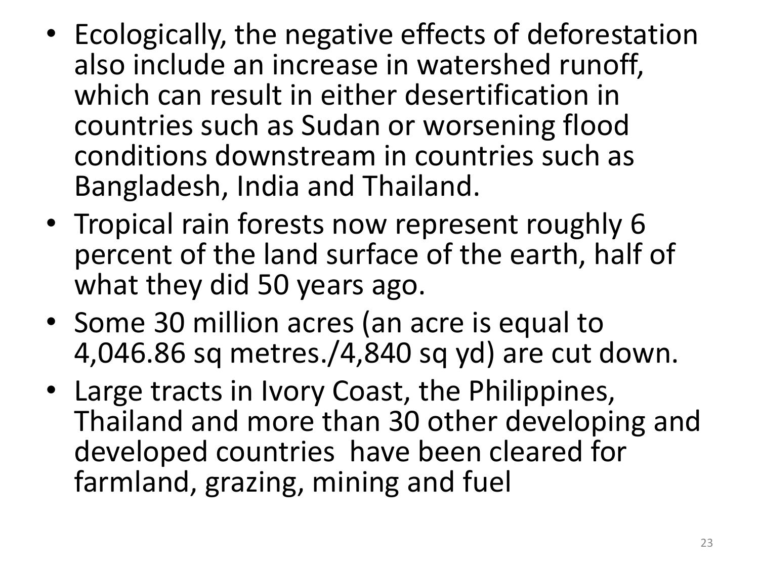- Ecologically, the negative effects of deforestation also include an increase in watershed runoff, which can result in either desertification in countries such as Sudan or worsening flood conditions downstream in countries such as Bangladesh, India and Thailand.
- Tropical rain forests now represent roughly 6 percent of the land surface of the earth, half of what they did 50 years ago.
- Some 30 million acres (an acre is equal to 4,046.86 sq metres./4,840 sq yd) are cut down.
- Large tracts in Ivory Coast, the Philippines, Thailand and more than 30 other developing and developed countries have been cleared for farmland, grazing, mining and fuel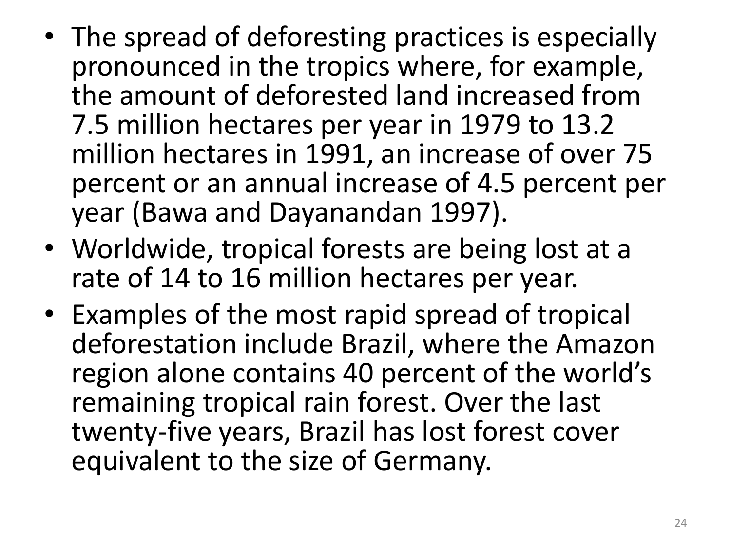- The spread of deforesting practices is especially pronounced in the tropics where, for example, the amount of deforested land increased from 7.5 million hectares per year in 1979 to 13.2 million hectares in 1991, an increase of over 75 percent or an annual increase of 4.5 percent per year (Bawa and Dayanandan 1997).
- Worldwide, tropical forests are being lost at a rate of 14 to 16 million hectares per year.
- Examples of the most rapid spread of tropical deforestation include Brazil, where the Amazon region alone contains 40 percent of the world's remaining tropical rain forest. Over the last twenty-five years, Brazil has lost forest cover equivalent to the size of Germany.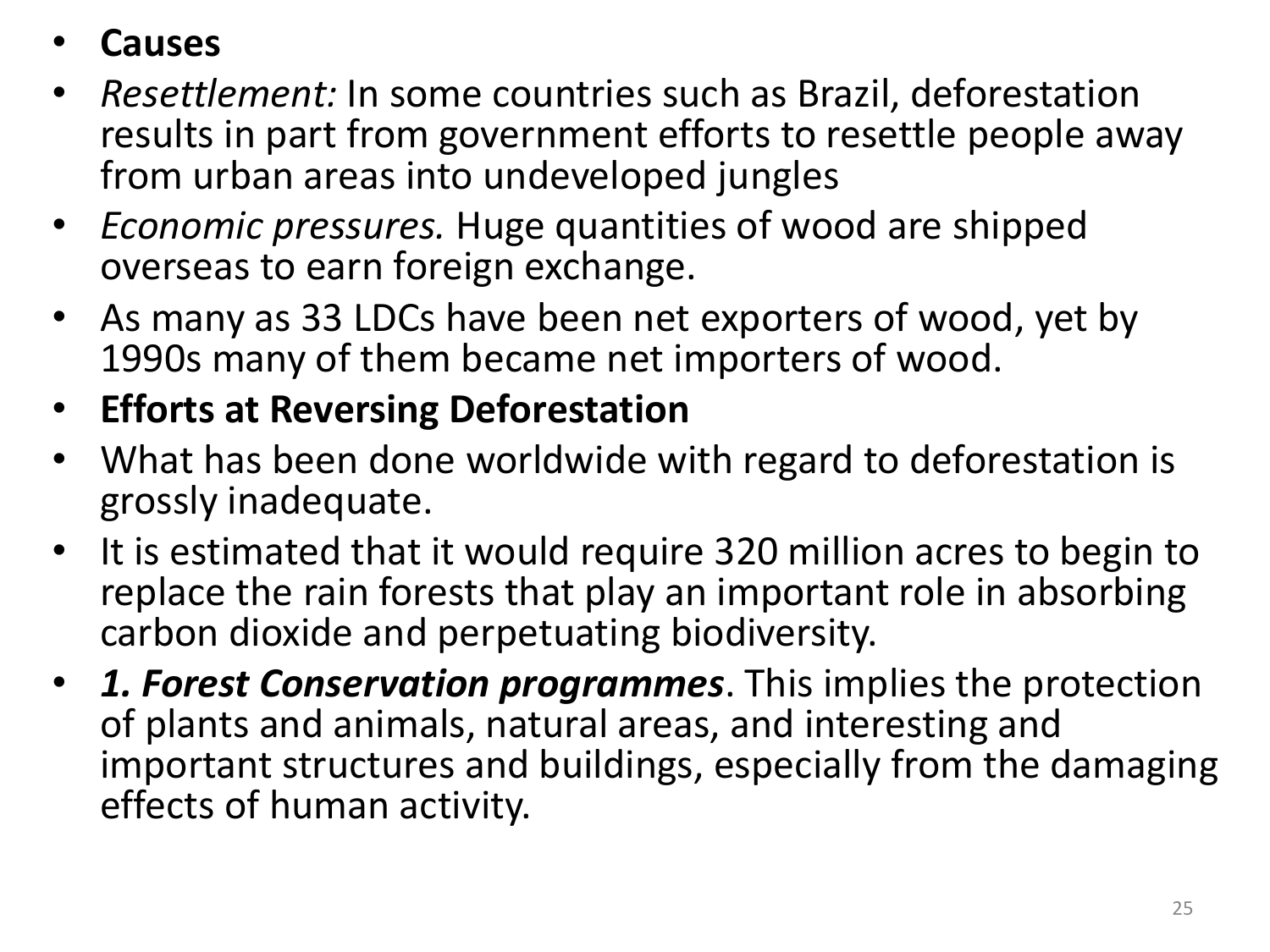- **Causes**
- *Resettlement:* In some countries such as Brazil, deforestation results in part from government efforts to resettle people away from urban areas into undeveloped jungles
- *Economic pressures.* Huge quantities of wood are shipped overseas to earn foreign exchange.
- As many as 33 LDCs have been net exporters of wood, yet by 1990s many of them became net importers of wood.
- **Efforts at Reversing Deforestation**
- What has been done worldwide with regard to deforestation is grossly inadequate.
- It is estimated that it would require 320 million acres to begin to replace the rain forests that play an important role in absorbing carbon dioxide and perpetuating biodiversity.
- ***1. Forest Conservation programmes***. This implies the protection of plants and animals, natural areas, and interesting and important structures and buildings, especially from the damaging effects of human activity.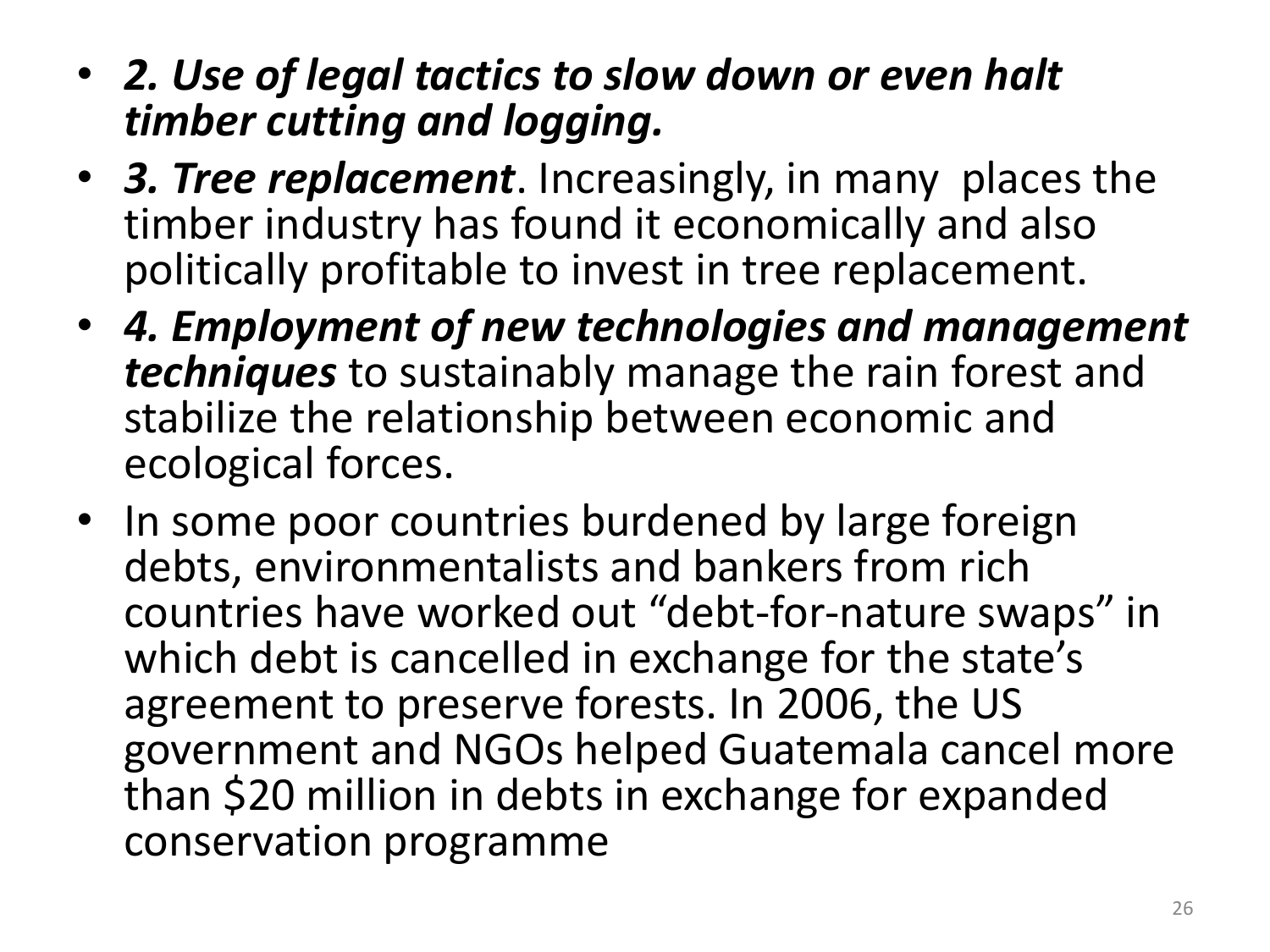- ***2. Use of legal tactics to slow down or even halt timber cutting and logging.***
- ***3. Tree replacement***. Increasingly, in many places the timber industry has found it economically and also politically profitable to invest in tree replacement.
- ***4. Employment of new technologies and management techniques*** to sustainably manage the rain forest and stabilize the relationship between economic and ecological forces.
- In some poor countries burdened by large foreign debts, environmentalists and bankers from rich countries have worked out "debt-for-nature swaps" in which debt is cancelled in exchange for the state's agreement to preserve forests. In 2006, the US government and NGOs helped Guatemala cancel more than $20 million in debts in exchange for expanded conservation programme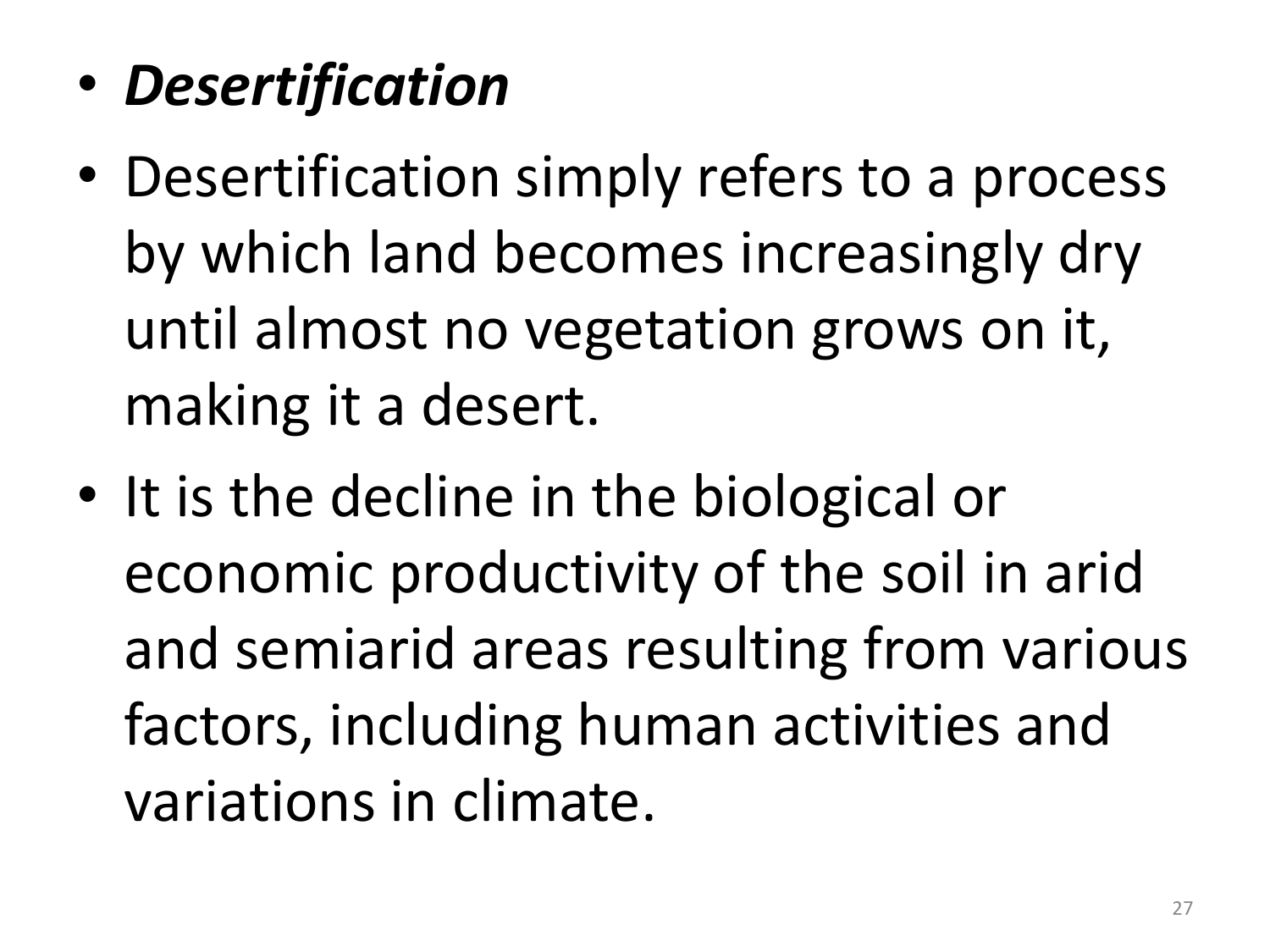- ***Desertification***
- Desertification simply refers to a process by which land becomes increasingly dry until almost no vegetation grows on it, making it a desert.
- It is the decline in the biological or economic productivity of the soil in arid and semiarid areas resulting from various factors, including human activities and variations in climate.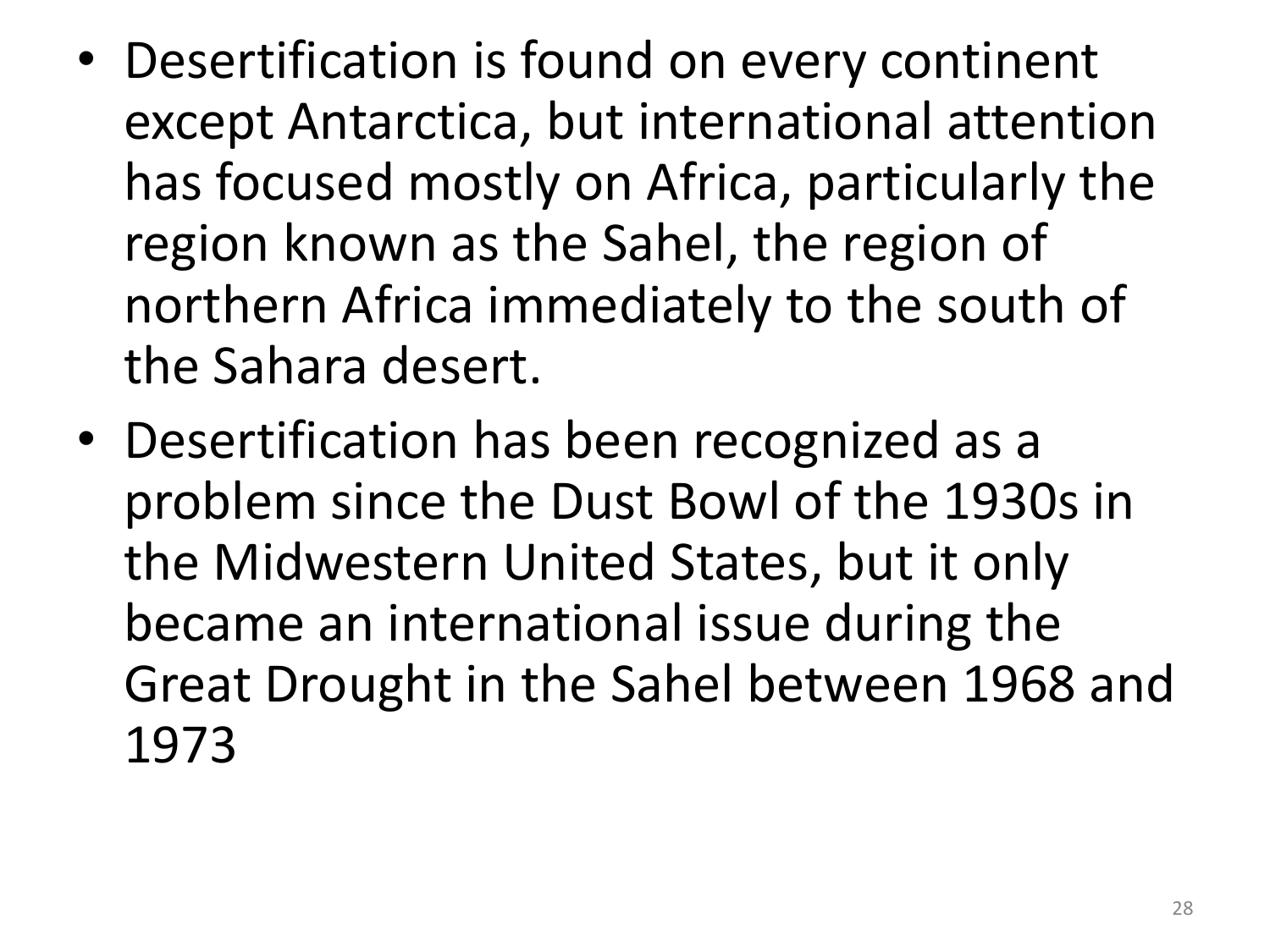- Desertification is found on every continent except Antarctica, but international attention has focused mostly on Africa, particularly the region known as the Sahel, the region of northern Africa immediately to the south of the Sahara desert.
- Desertification has been recognized as a problem since the Dust Bowl of the 1930s in the Midwestern United States, but it only became an international issue during the Great Drought in the Sahel between 1968 and 1973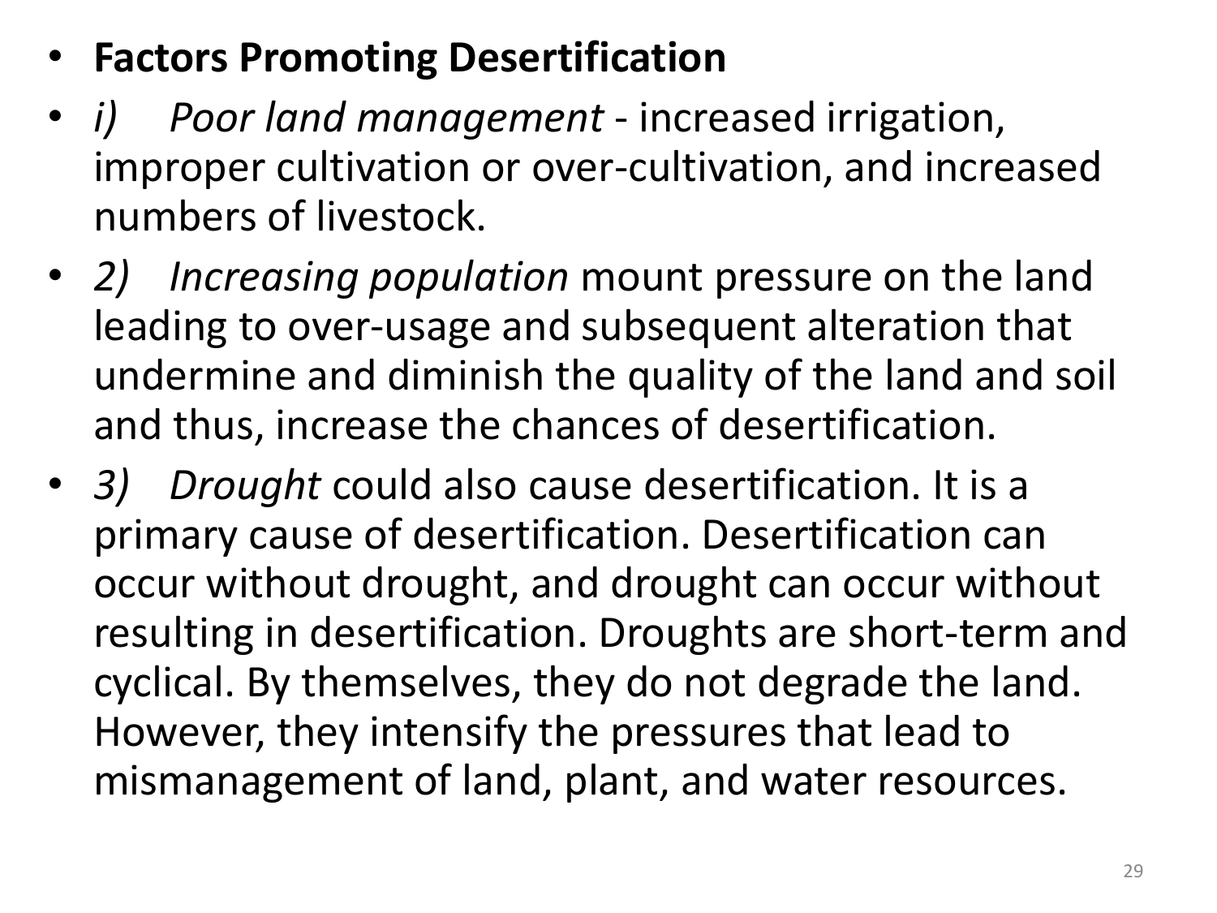- **Factors Promoting Desertification**
- *i) Poor land management* - increased irrigation, improper cultivation or over-cultivation, and increased numbers of livestock.
- *2) Increasing population* mount pressure on the land leading to over-usage and subsequent alteration that undermine and diminish the quality of the land and soil and thus, increase the chances of desertification.
- *3) Drought* could also cause desertification. It is a primary cause of desertification. Desertification can occur without drought, and drought can occur without resulting in desertification. Droughts are short-term and cyclical. By themselves, they do not degrade the land. However, they intensify the pressures that lead to mismanagement of land, plant, and water resources.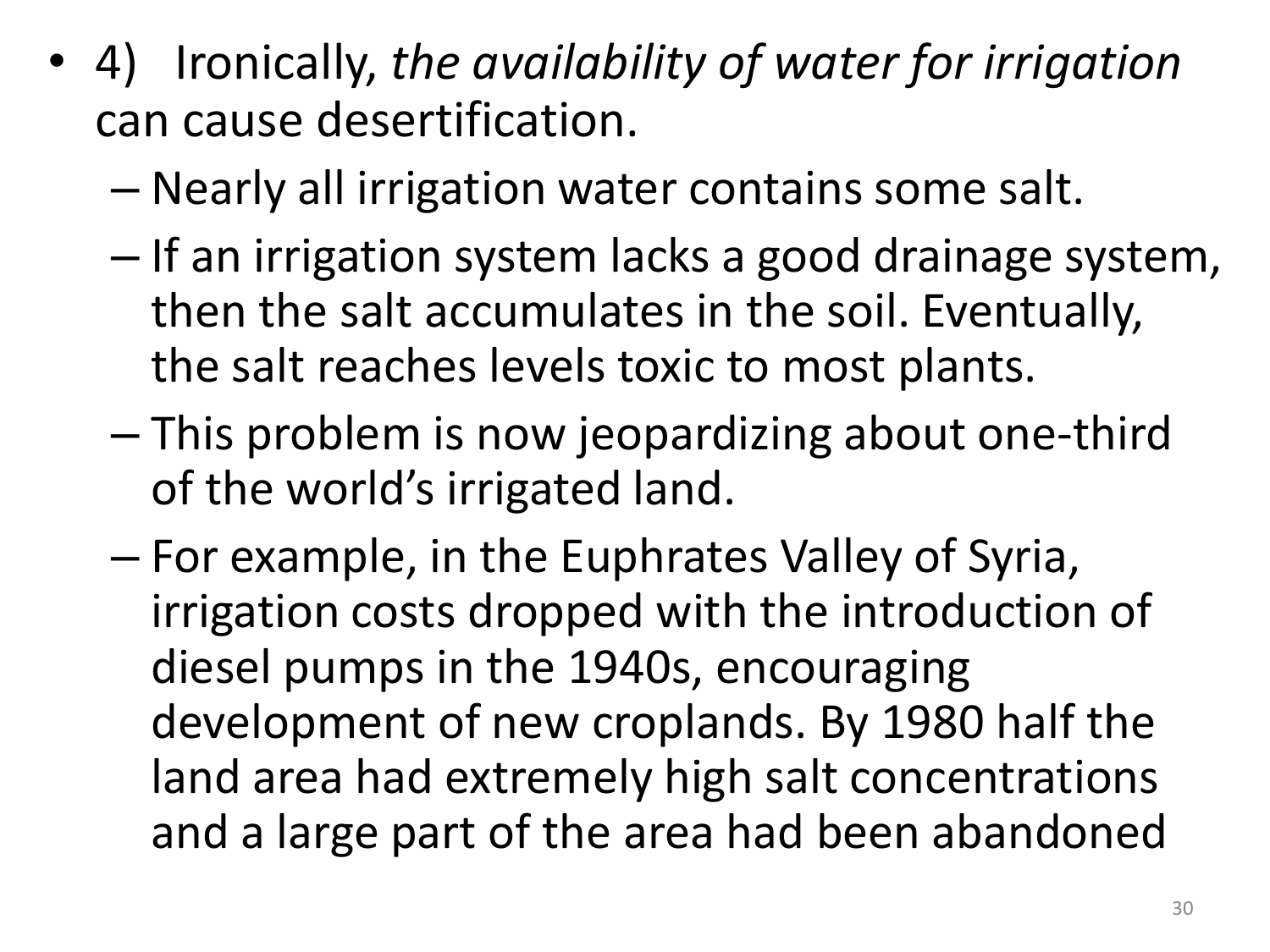- 4) Ironically, *the availability of water for irrigation* can cause desertification.
  - Nearly all irrigation water contains some salt.
  - If an irrigation system lacks a good drainage system, then the salt accumulates in the soil. Eventually, the salt reaches levels toxic to most plants.
  - This problem is now jeopardizing about one-third of the world's irrigated land.
  - For example, in the Euphrates Valley of Syria, irrigation costs dropped with the introduction of diesel pumps in the 1940s, encouraging development of new croplands. By 1980 half the land area had extremely high salt concentrations and a large part of the area had been abandoned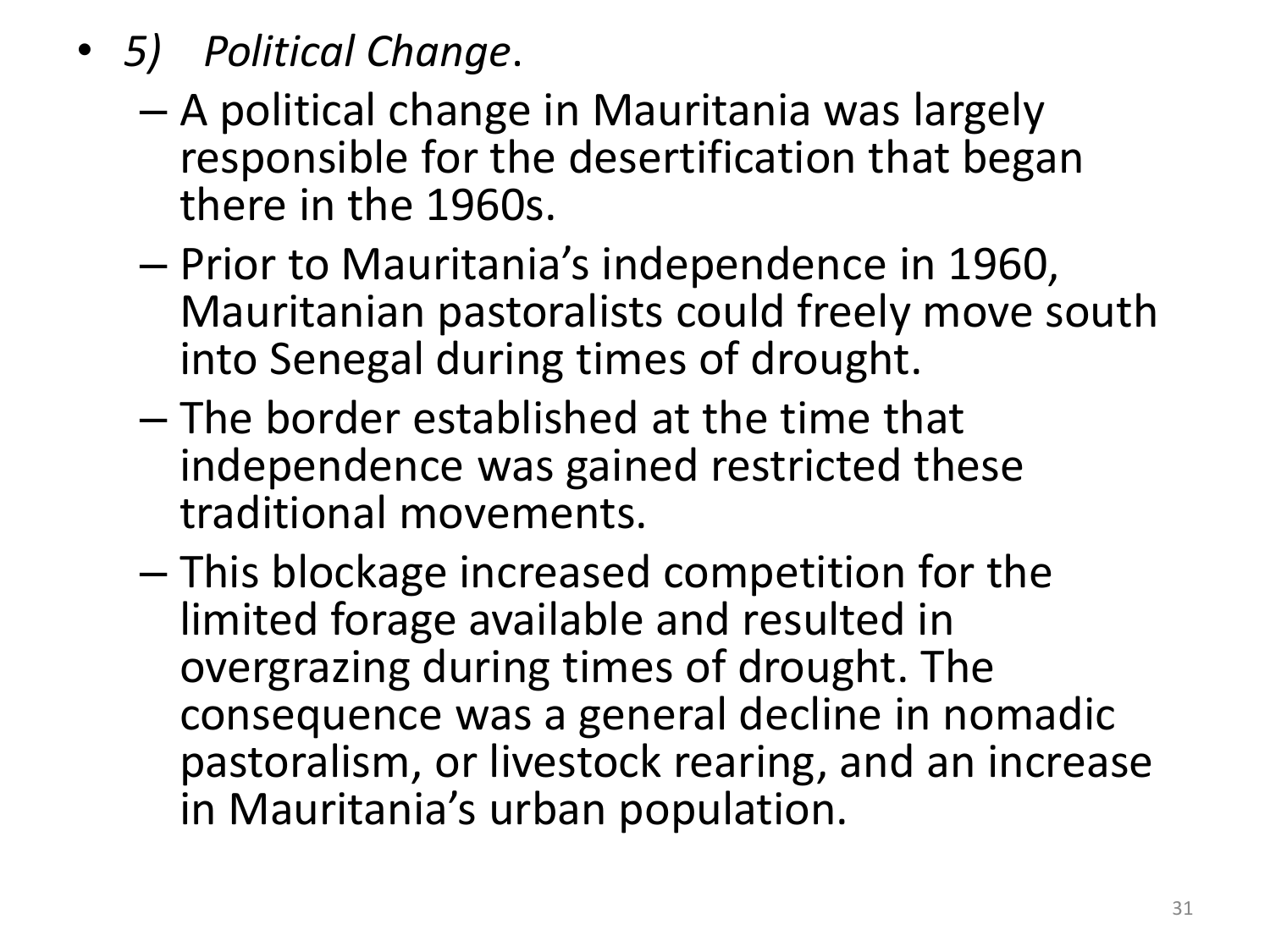- *5) Political Change*.
  - A political change in Mauritania was largely responsible for the desertification that began there in the 1960s.
  - Prior to Mauritania's independence in 1960, Mauritanian pastoralists could freely move south into Senegal during times of drought.
  - The border established at the time that independence was gained restricted these traditional movements.
  - This blockage increased competition for the limited forage available and resulted in overgrazing during times of drought. The consequence was a general decline in nomadic pastoralism, or livestock rearing, and an increase in Mauritania's urban population.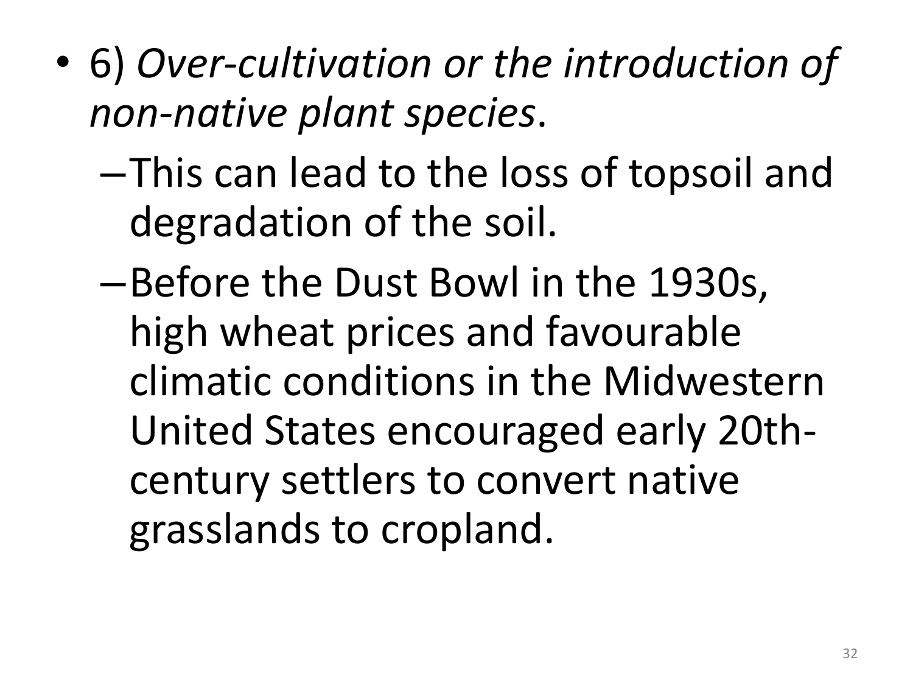- 6) *Over-cultivation or the introduction of non-native plant species*.
  - This can lead to the loss of topsoil and degradation of the soil.
  - Before the Dust Bowl in the 1930s, high wheat prices and favourable climatic conditions in the Midwestern United States encouraged early 20th-century settlers to convert native grasslands to cropland.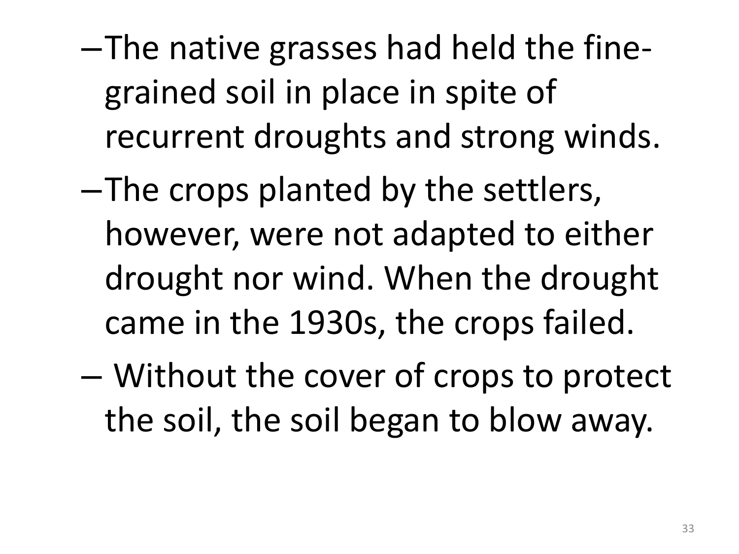- The native grasses had held the fine-grained soil in place in spite of recurrent droughts and strong winds.
- The crops planted by the settlers, however, were not adapted to either drought nor wind. When the drought came in the 1930s, the crops failed.
- Without the cover of crops to protect the soil, the soil began to blow away.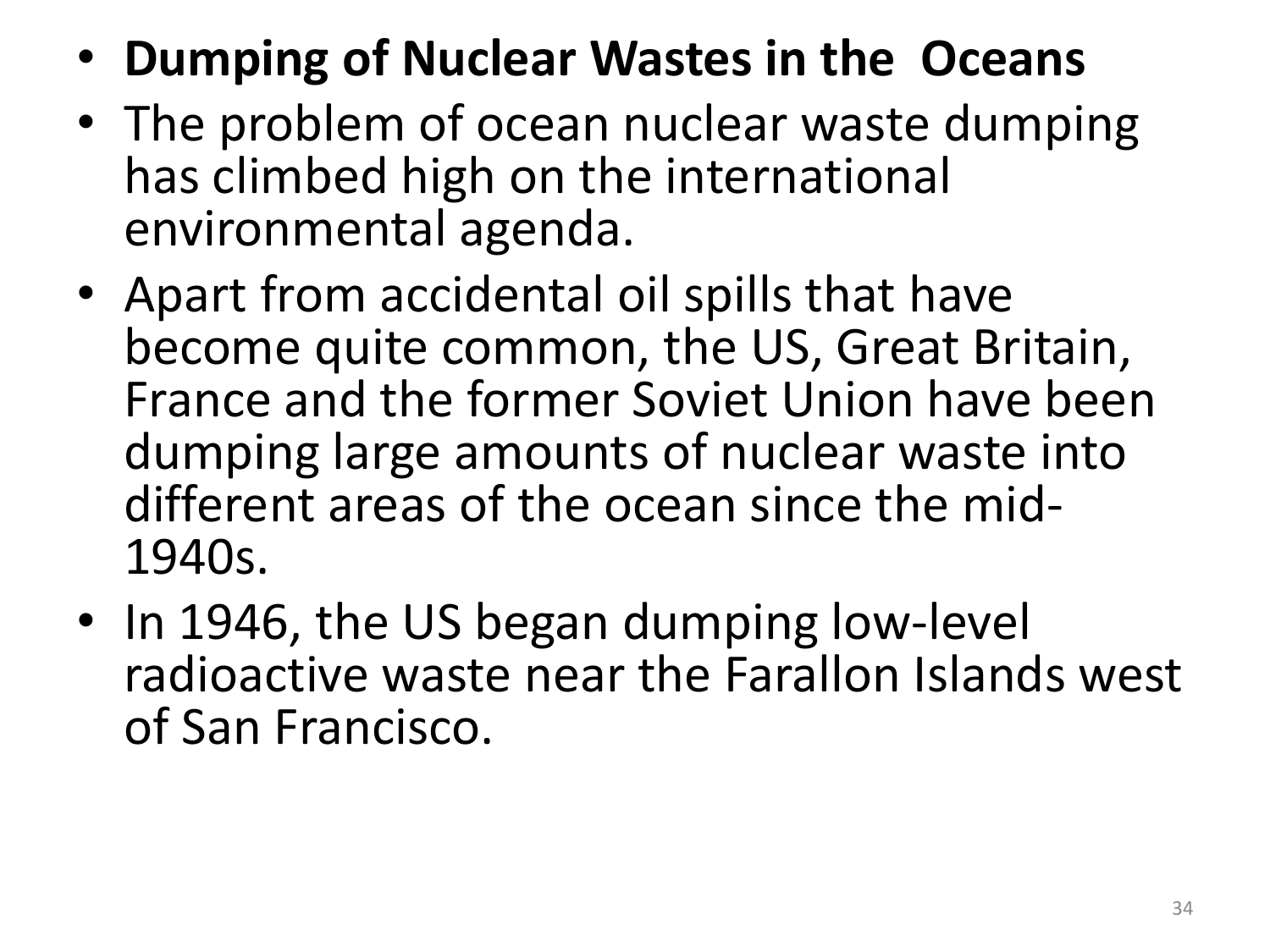- **Dumping of Nuclear Wastes in the Oceans**
- The problem of ocean nuclear waste dumping has climbed high on the international environmental agenda.
- Apart from accidental oil spills that have become quite common, the US, Great Britain, France and the former Soviet Union have been dumping large amounts of nuclear waste into different areas of the ocean since the mid-1940s.
- In 1946, the US began dumping low-level radioactive waste near the Farallon Islands west of San Francisco.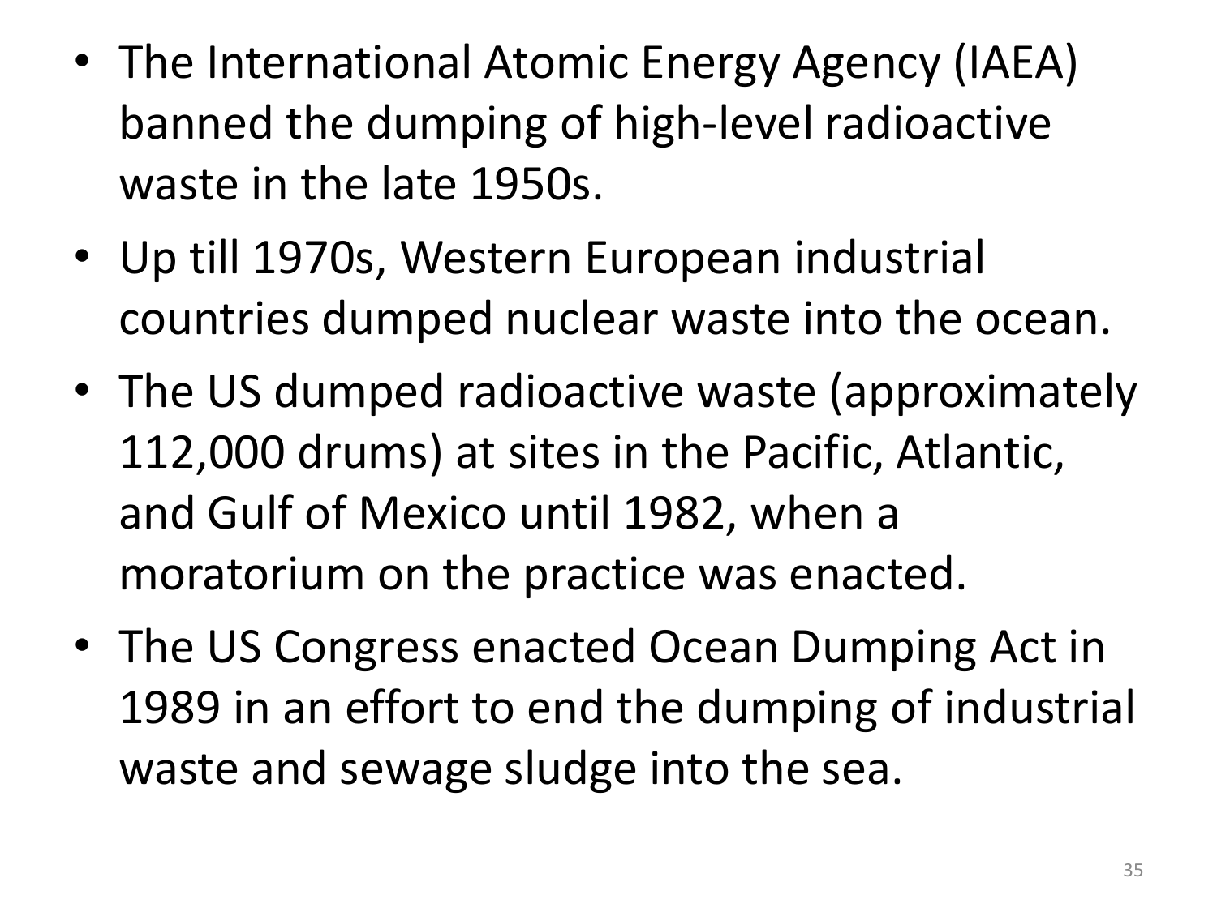- The International Atomic Energy Agency (IAEA) banned the dumping of high-level radioactive waste in the late 1950s.
- Up till 1970s, Western European industrial countries dumped nuclear waste into the ocean.
- The US dumped radioactive waste (approximately 112,000 drums) at sites in the Pacific, Atlantic, and Gulf of Mexico until 1982, when a moratorium on the practice was enacted.
- The US Congress enacted Ocean Dumping Act in 1989 in an effort to end the dumping of industrial waste and sewage sludge into the sea.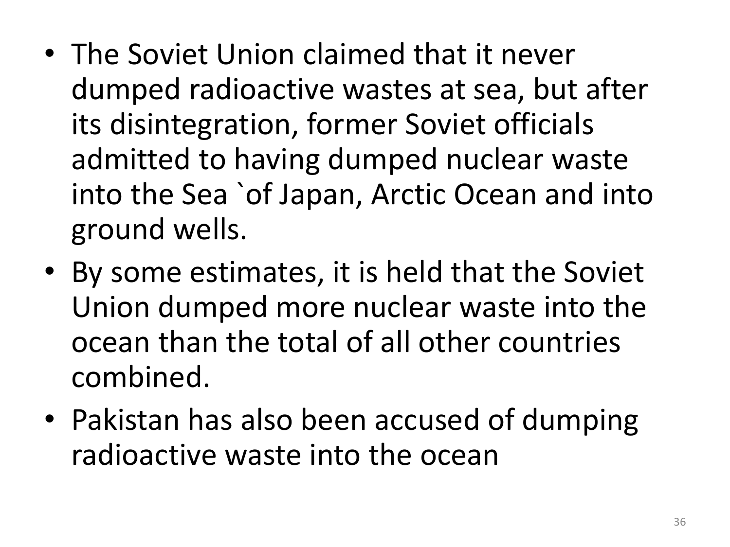- The Soviet Union claimed that it never dumped radioactive wastes at sea, but after its disintegration, former Soviet officials admitted to having dumped nuclear waste into the Sea `of Japan, Arctic Ocean and into ground wells.
- By some estimates, it is held that the Soviet Union dumped more nuclear waste into the ocean than the total of all other countries combined.
- Pakistan has also been accused of dumping radioactive waste into the ocean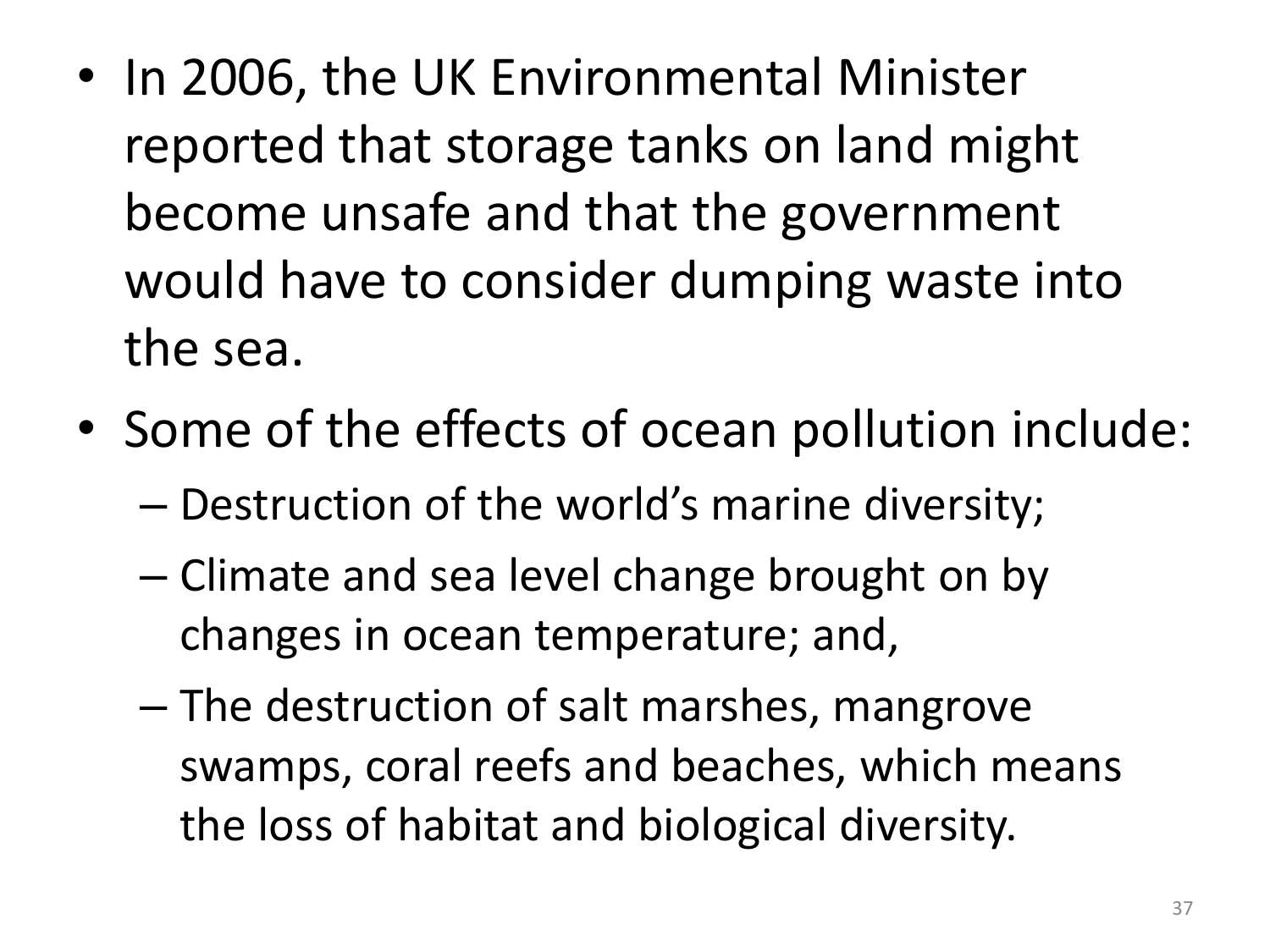- In 2006, the UK Environmental Minister reported that storage tanks on land might become unsafe and that the government would have to consider dumping waste into the sea.
- Some of the effects of ocean pollution include:
  - Destruction of the world's marine diversity;
  - Climate and sea level change brought on by changes in ocean temperature; and,
  - The destruction of salt marshes, mangrove swamps, coral reefs and beaches, which means the loss of habitat and biological diversity.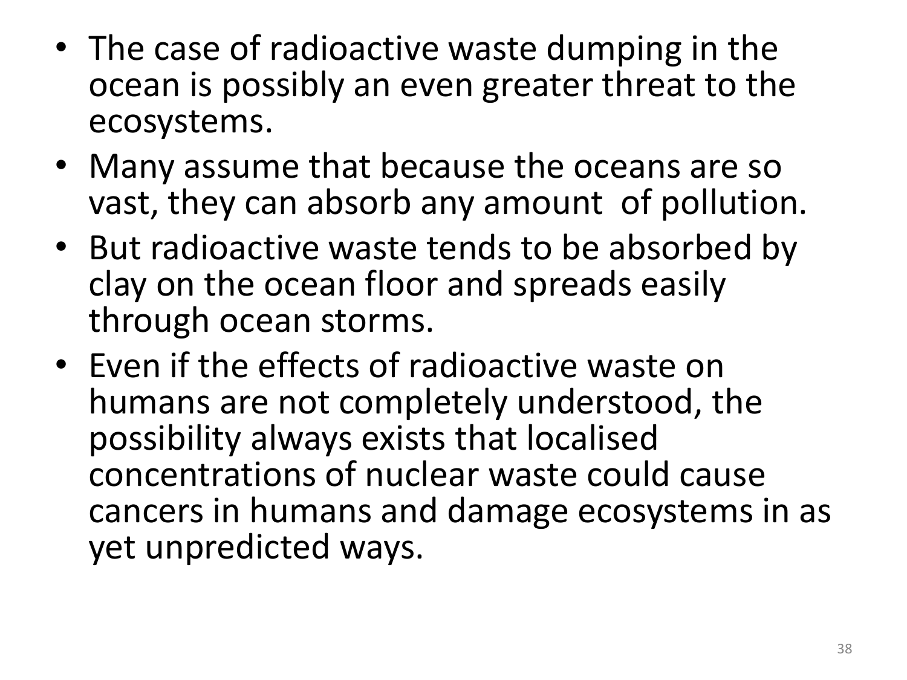- The case of radioactive waste dumping in the ocean is possibly an even greater threat to the ecosystems.
- Many assume that because the oceans are so vast, they can absorb any amount of pollution.
- But radioactive waste tends to be absorbed by clay on the ocean floor and spreads easily through ocean storms.
- Even if the effects of radioactive waste on humans are not completely understood, the possibility always exists that localised concentrations of nuclear waste could cause cancers in humans and damage ecosystems in as yet unpredicted ways.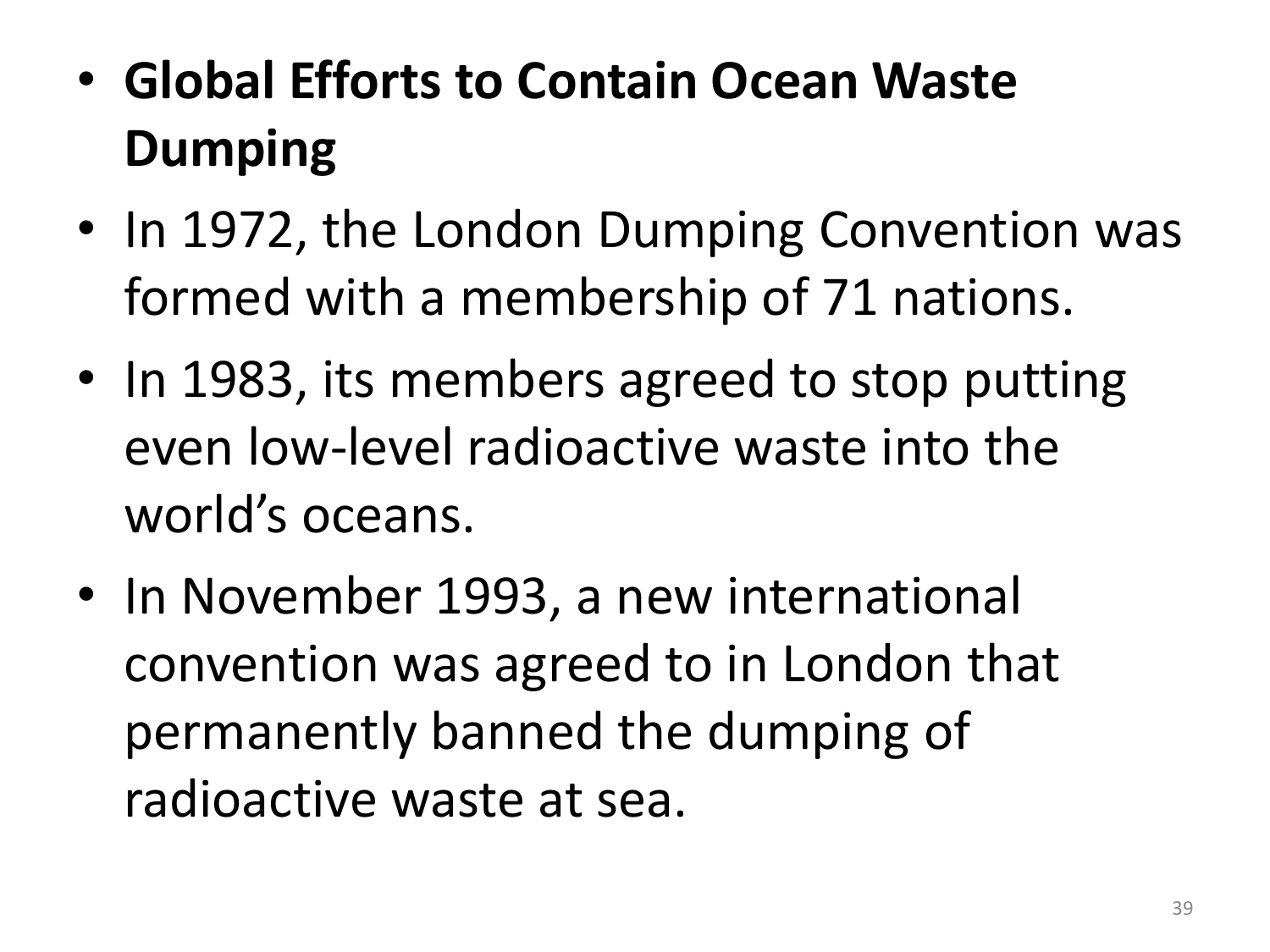- **Global Efforts to Contain Ocean Waste Dumping**
- In 1972, the London Dumping Convention was formed with a membership of 71 nations.
- In 1983, its members agreed to stop putting even low-level radioactive waste into the world's oceans.
- In November 1993, a new international convention was agreed to in London that permanently banned the dumping of radioactive waste at sea.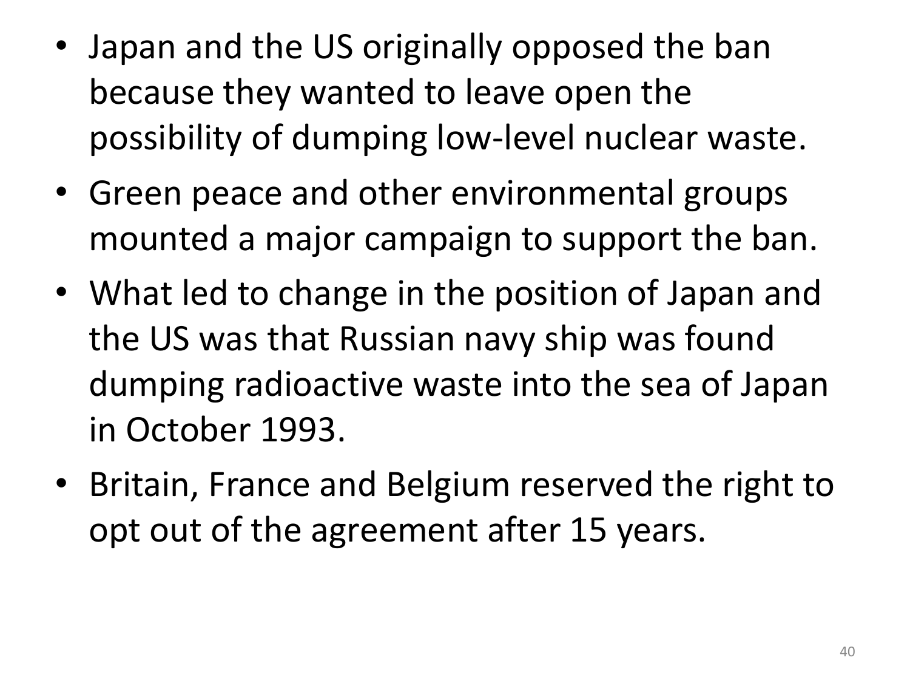- Japan and the US originally opposed the ban because they wanted to leave open the possibility of dumping low-level nuclear waste.
- Green peace and other environmental groups mounted a major campaign to support the ban.
- What led to change in the position of Japan and the US was that Russian navy ship was found dumping radioactive waste into the sea of Japan in October 1993.
- Britain, France and Belgium reserved the right to opt out of the agreement after 15 years.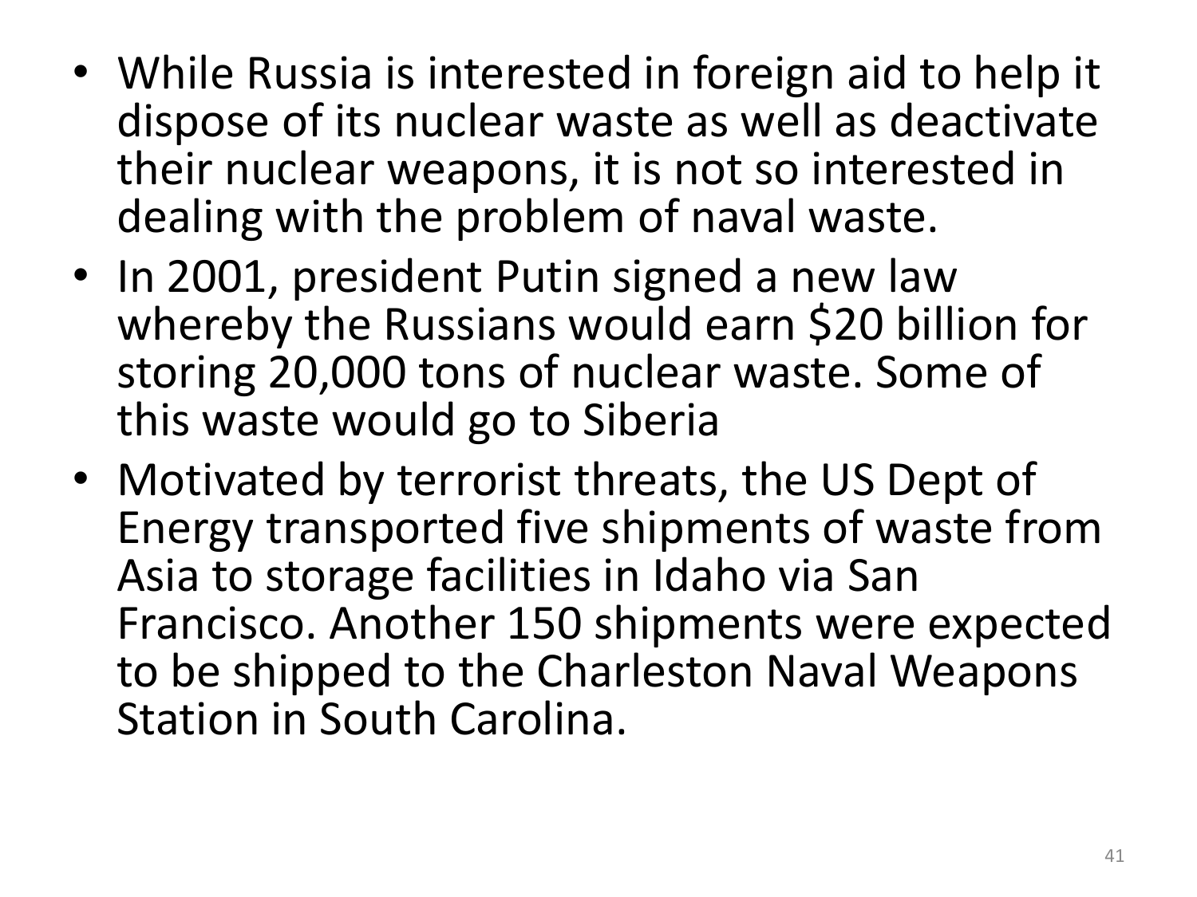- While Russia is interested in foreign aid to help it dispose of its nuclear waste as well as deactivate their nuclear weapons, it is not so interested in dealing with the problem of naval waste.
- In 2001, president Putin signed a new law whereby the Russians would earn $20 billion for storing 20,000 tons of nuclear waste. Some of this waste would go to Siberia
- Motivated by terrorist threats, the US Dept of Energy transported five shipments of waste from Asia to storage facilities in Idaho via San Francisco. Another 150 shipments were expected to be shipped to the Charleston Naval Weapons Station in South Carolina.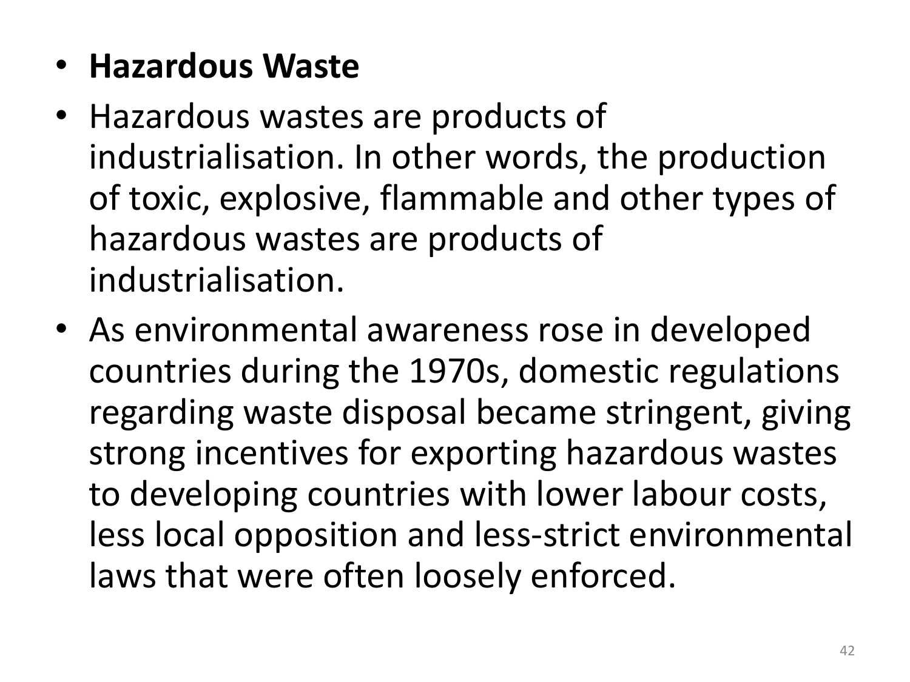- **Hazardous Waste**
- Hazardous wastes are products of industrialisation. In other words, the production of toxic, explosive, flammable and other types of hazardous wastes are products of industrialisation.
- As environmental awareness rose in developed countries during the 1970s, domestic regulations regarding waste disposal became stringent, giving strong incentives for exporting hazardous wastes to developing countries with lower labour costs, less local opposition and less-strict environmental laws that were often loosely enforced.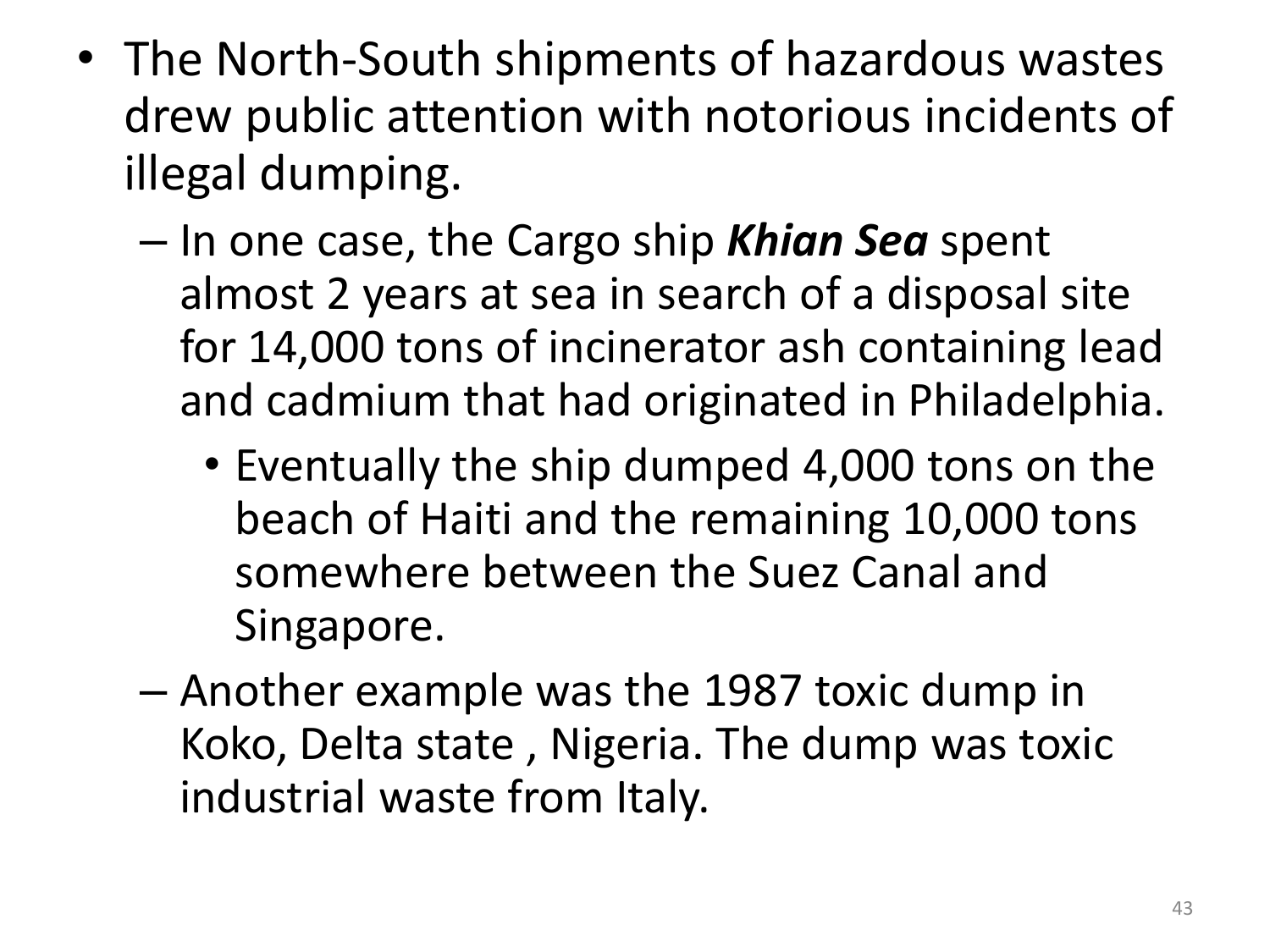- The North-South shipments of hazardous wastes drew public attention with notorious incidents of illegal dumping.
  - In one case, the Cargo ship ***Khian Sea*** spent almost 2 years at sea in search of a disposal site for 14,000 tons of incinerator ash containing lead and cadmium that had originated in Philadelphia.
    - Eventually the ship dumped 4,000 tons on the beach of Haiti and the remaining 10,000 tons somewhere between the Suez Canal and Singapore.
  - Another example was the 1987 toxic dump in Koko, Delta state , Nigeria. The dump was toxic industrial waste from Italy.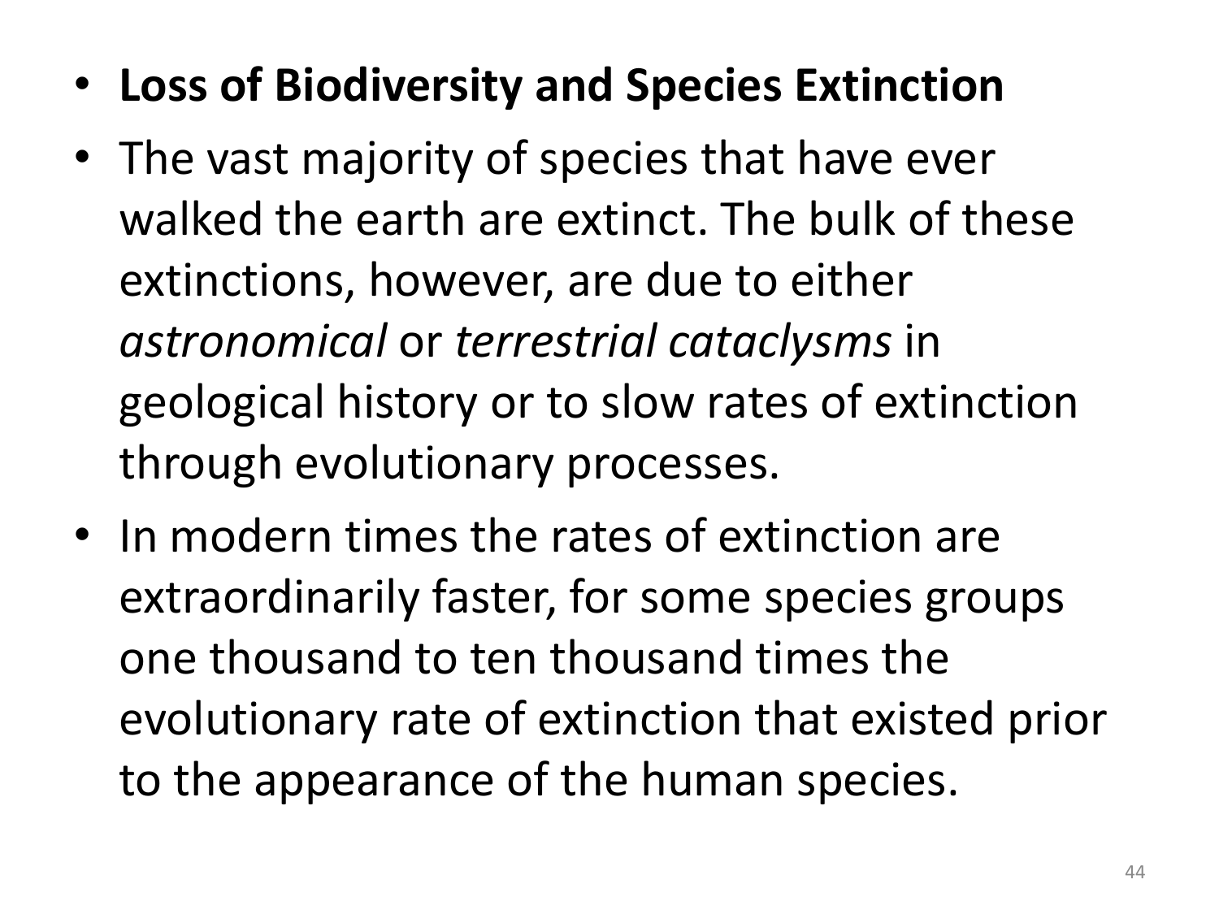- **Loss of Biodiversity and Species Extinction**
- The vast majority of species that have ever walked the earth are extinct. The bulk of these extinctions, however, are due to either *astronomical* or *terrestrial cataclysms* in geological history or to slow rates of extinction through evolutionary processes.
- In modern times the rates of extinction are extraordinarily faster, for some species groups one thousand to ten thousand times the evolutionary rate of extinction that existed prior to the appearance of the human species.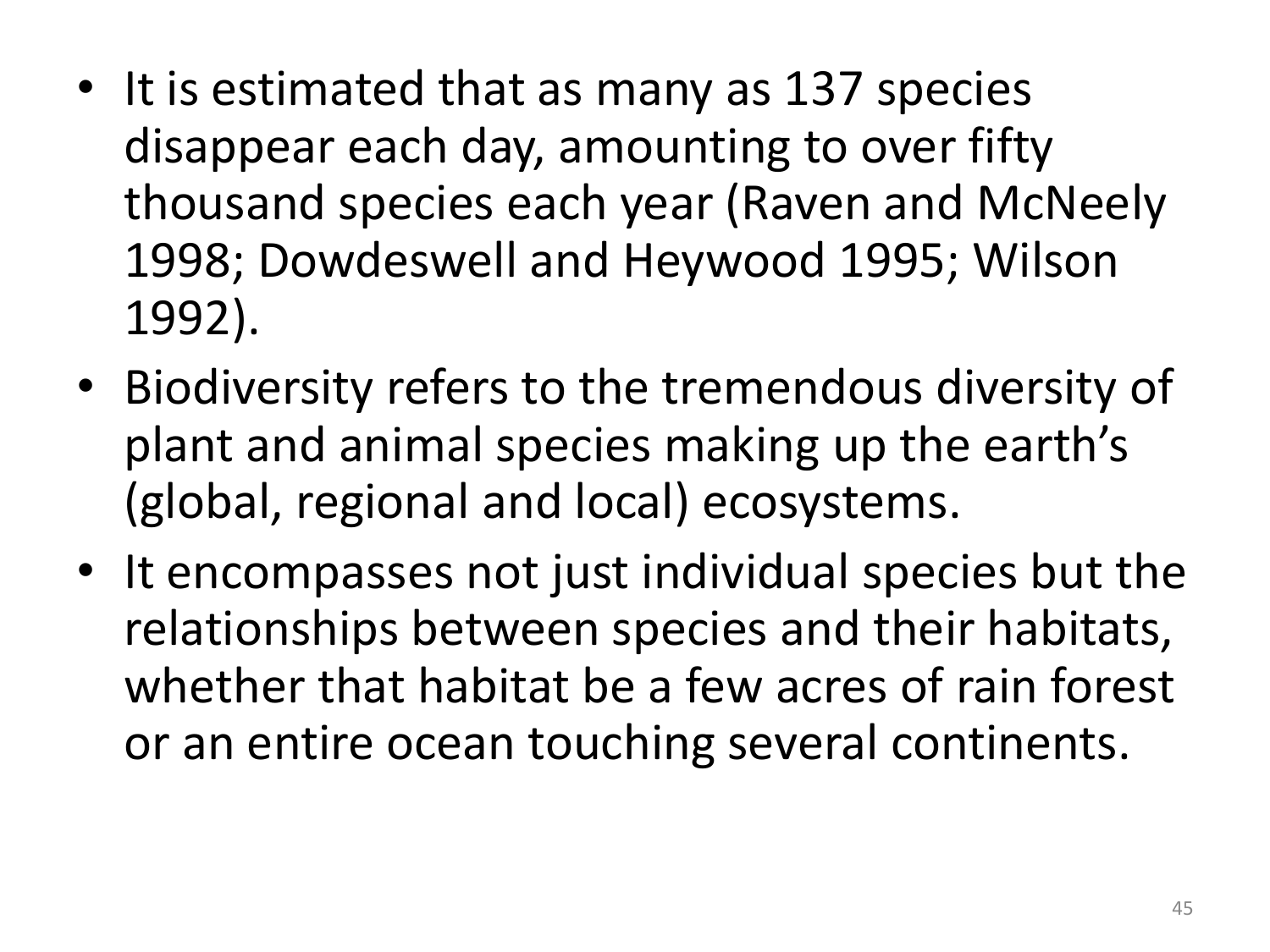- It is estimated that as many as 137 species disappear each day, amounting to over fifty thousand species each year (Raven and McNeely 1998; Dowdeswell and Heywood 1995; Wilson 1992).
- Biodiversity refers to the tremendous diversity of plant and animal species making up the earth's (global, regional and local) ecosystems.
- It encompasses not just individual species but the relationships between species and their habitats, whether that habitat be a few acres of rain forest or an entire ocean touching several continents.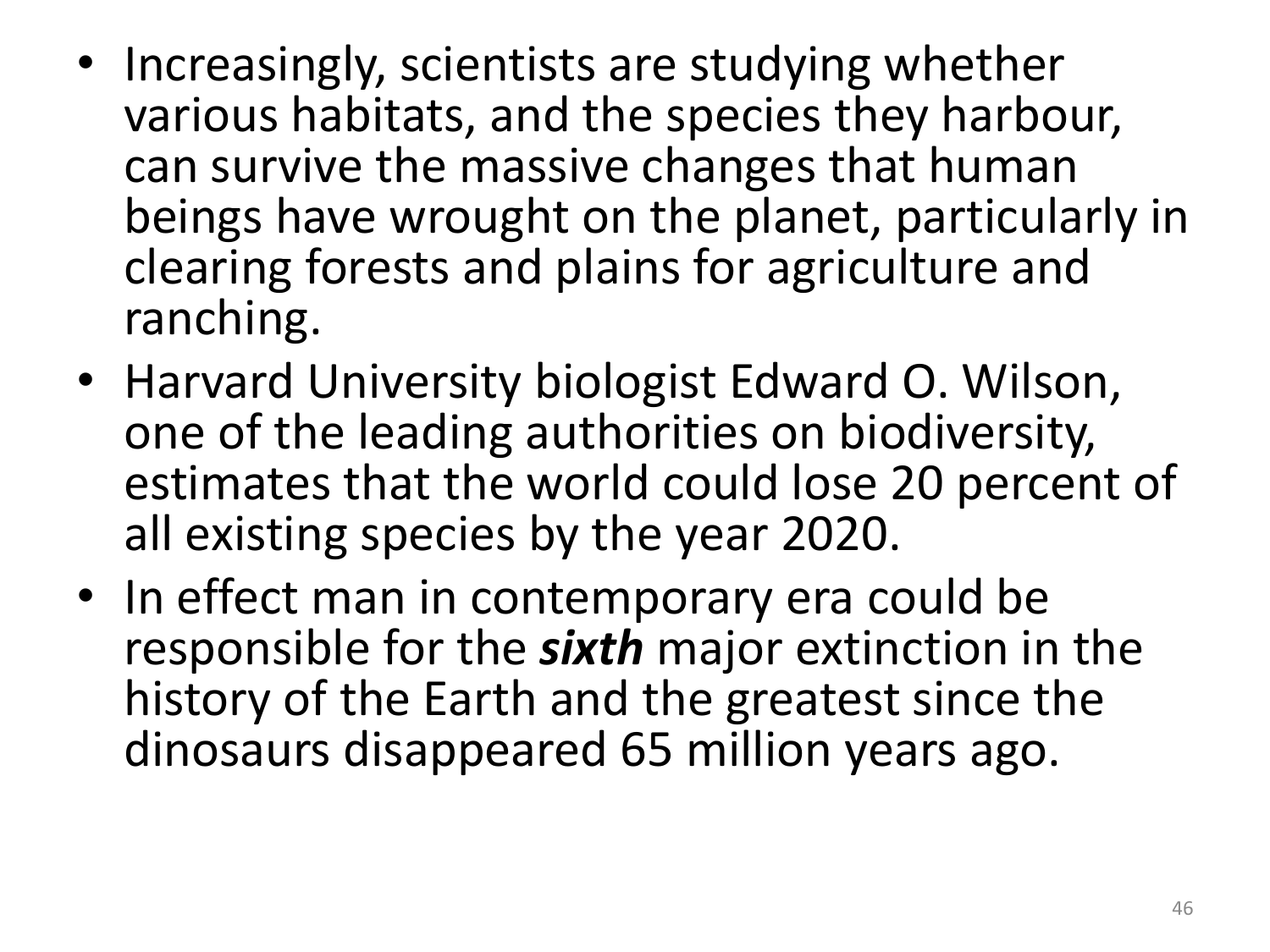- Increasingly, scientists are studying whether various habitats, and the species they harbour, can survive the massive changes that human beings have wrought on the planet, particularly in clearing forests and plains for agriculture and ranching.
- Harvard University biologist Edward O. Wilson, one of the leading authorities on biodiversity, estimates that the world could lose 20 percent of all existing species by the year 2020.
- In effect man in contemporary era could be responsible for the ***sixth*** major extinction in the history of the Earth and the greatest since the dinosaurs disappeared 65 million years ago.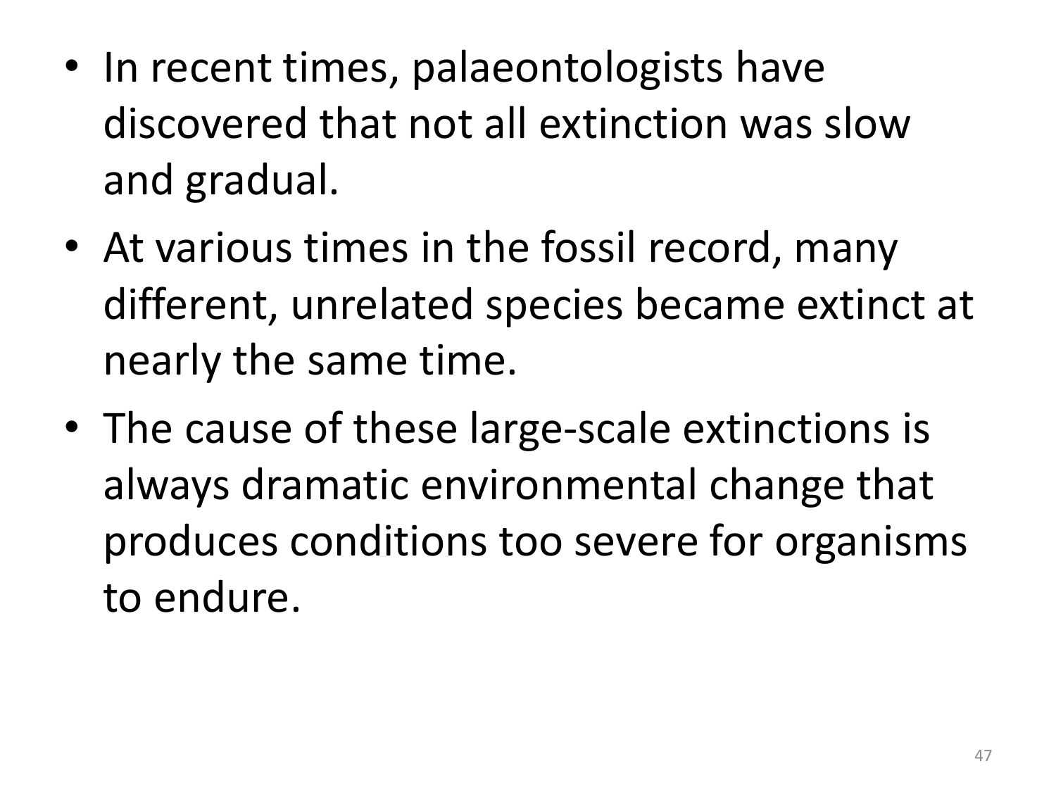- In recent times, palaeontologists have discovered that not all extinction was slow and gradual.
- At various times in the fossil record, many different, unrelated species became extinct at nearly the same time.
- The cause of these large-scale extinctions is always dramatic environmental change that produces conditions too severe for organisms to endure.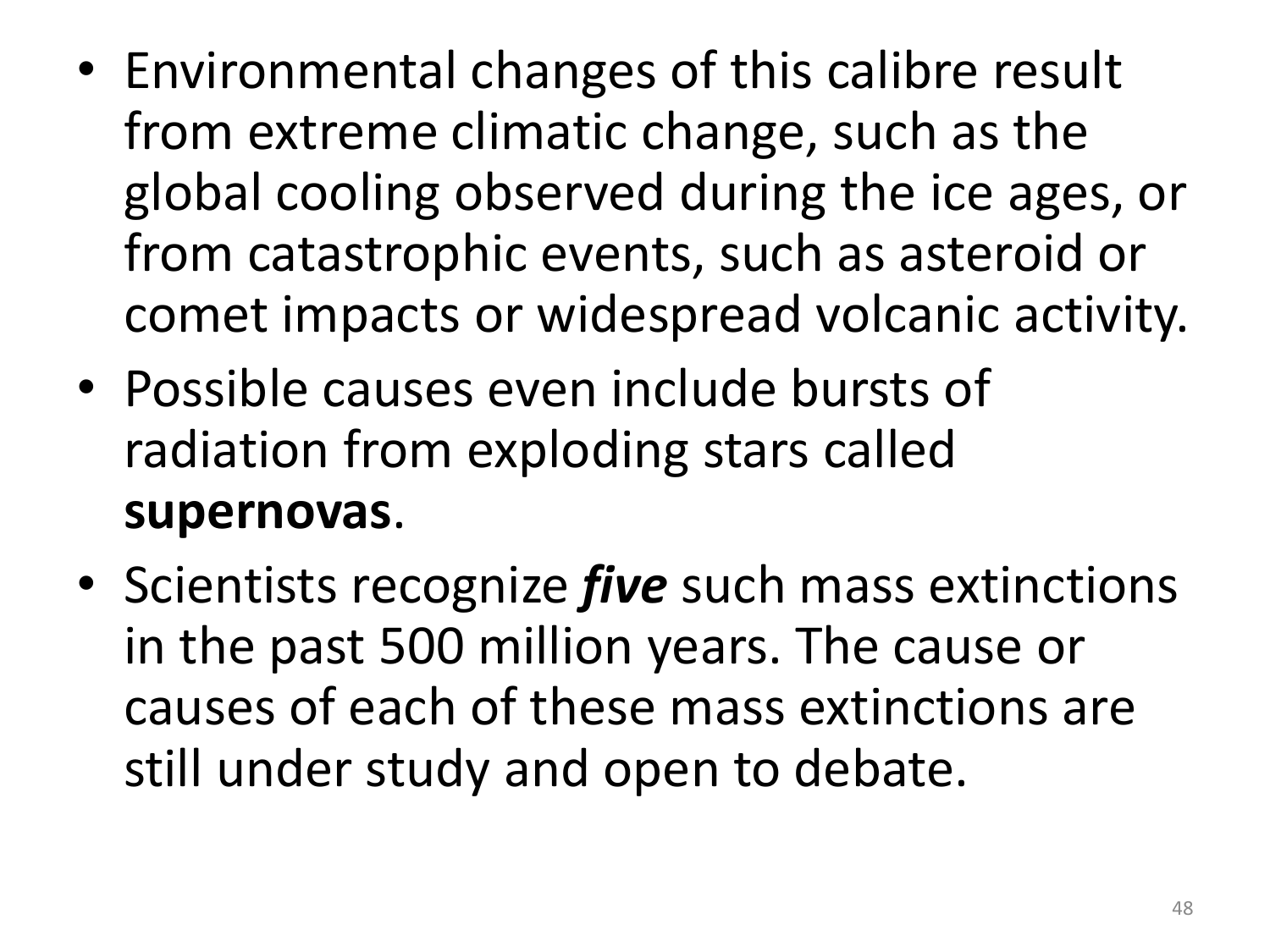- Environmental changes of this calibre result from extreme climatic change, such as the global cooling observed during the ice ages, or from catastrophic events, such as asteroid or comet impacts or widespread volcanic activity.
- Possible causes even include bursts of radiation from exploding stars called **supernovas**.
- Scientists recognize ***five*** such mass extinctions in the past 500 million years. The cause or causes of each of these mass extinctions are still under study and open to debate.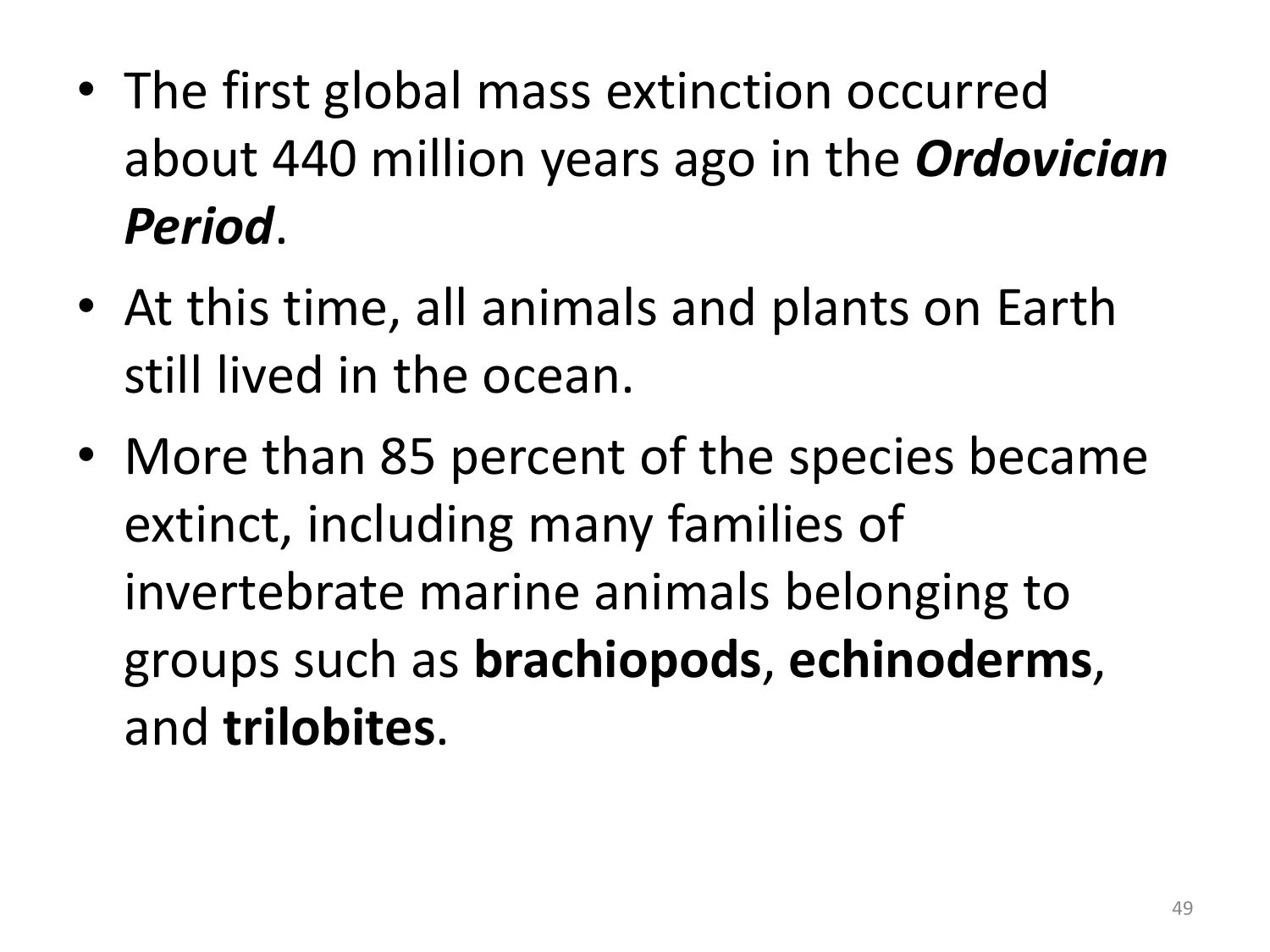- The first global mass extinction occurred about 440 million years ago in the ***Ordovician Period***.
- At this time, all animals and plants on Earth still lived in the ocean.
- More than 85 percent of the species became extinct, including many families of invertebrate marine animals belonging to groups such as **brachiopods**, **echinoderms**, and **trilobites**.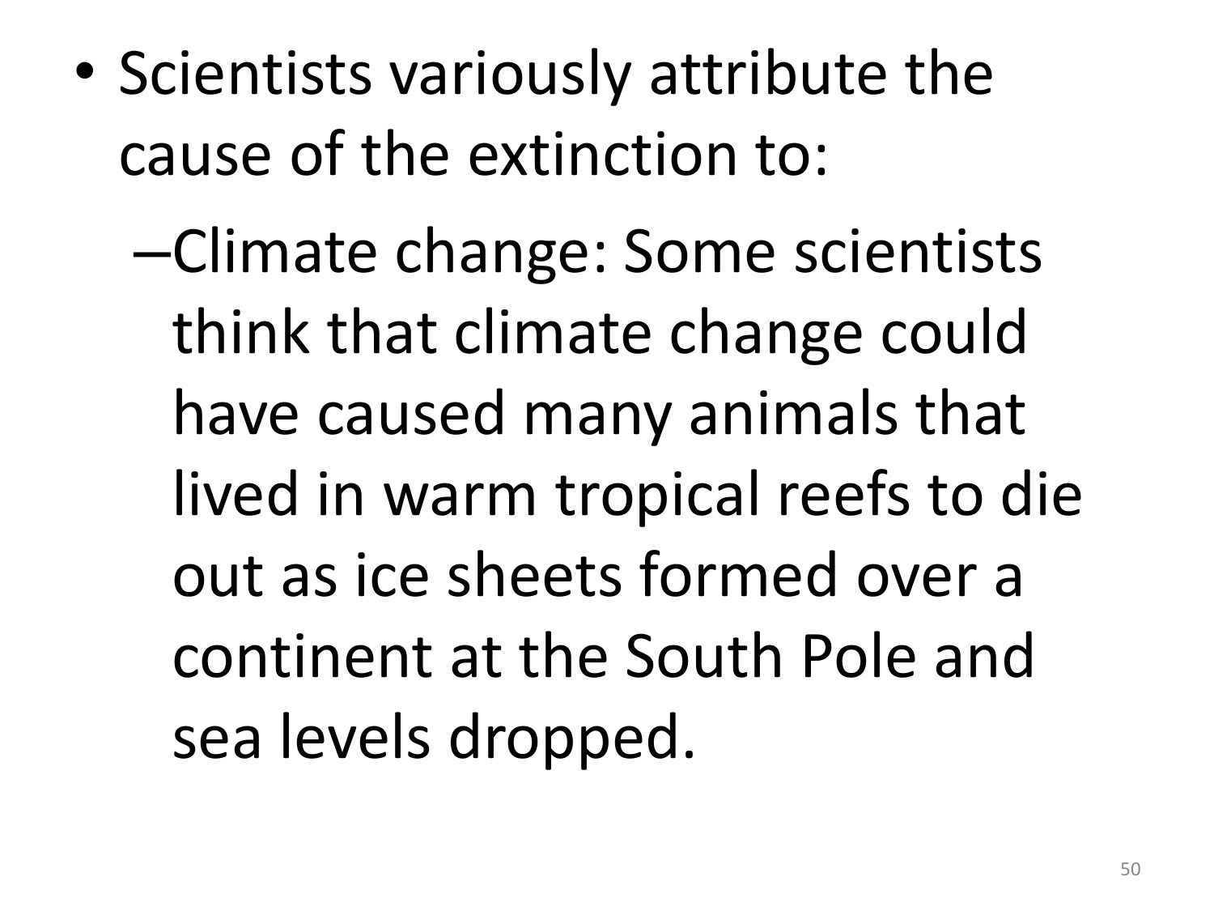- Scientists variously attribute the cause of the extinction to:
  - Climate change: Some scientists think that climate change could have caused many animals that lived in warm tropical reefs to die out as ice sheets formed over a continent at the South Pole and sea levels dropped.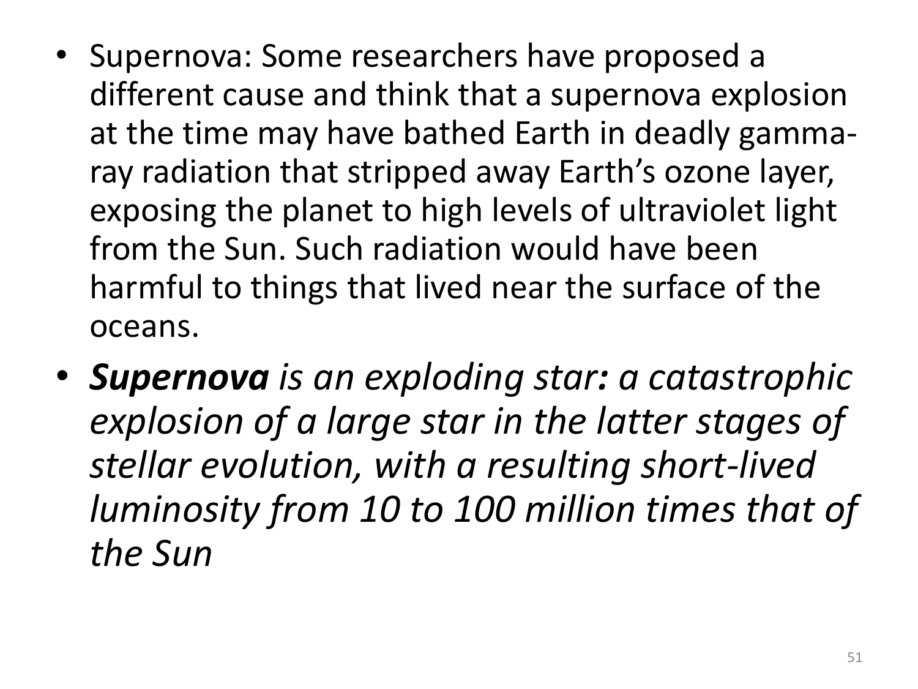- Supernova: Some researchers have proposed a different cause and think that a supernova explosion at the time may have bathed Earth in deadly gamma-ray radiation that stripped away Earth’s ozone layer, exposing the planet to high levels of ultraviolet light from the Sun. Such radiation would have been harmful to things that lived near the surface of the oceans.
- ***Supernova** is an exploding star**:** a catastrophic explosion of a large star in the latter stages of stellar evolution, with a resulting short-lived luminosity from 10 to 100 million times that of the Sun*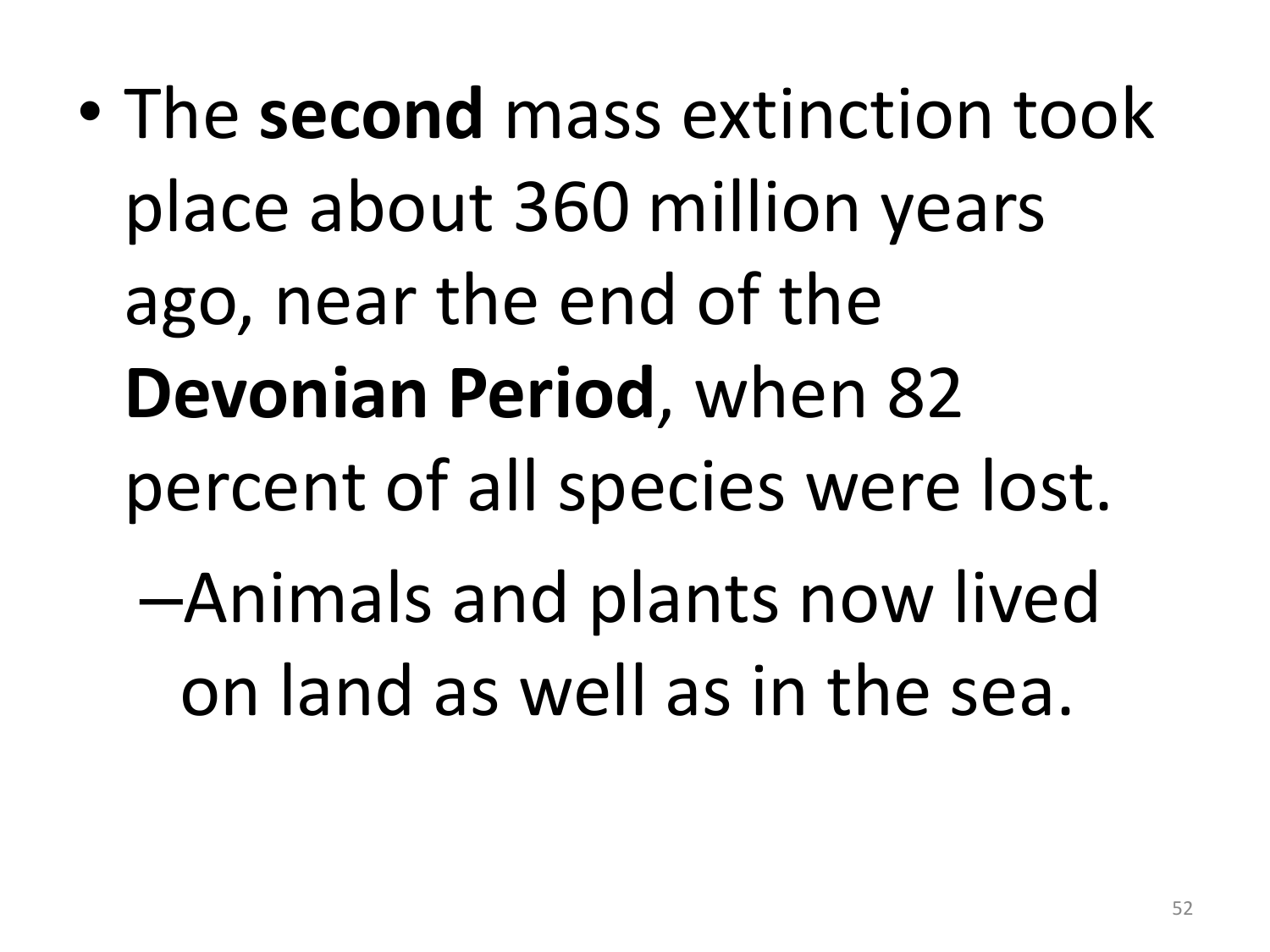- The **second** mass extinction took place about 360 million years ago, near the end of the **Devonian Period**, when 82 percent of all species were lost.
  - Animals and plants now lived on land as well as in the sea.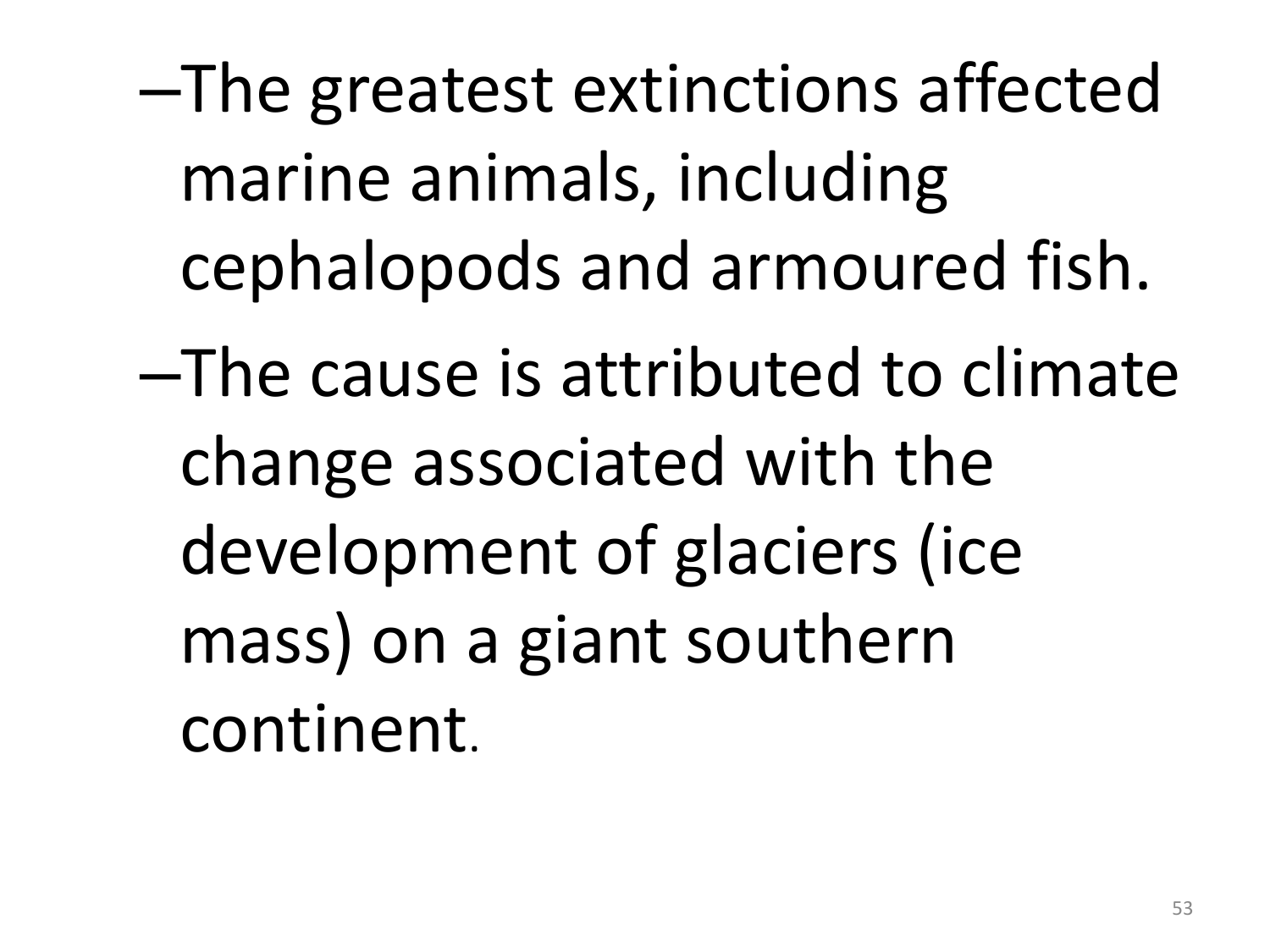- The greatest extinctions affected marine animals, including cephalopods and armoured fish.
- The cause is attributed to climate change associated with the development of glaciers (ice mass) on a giant southern continent.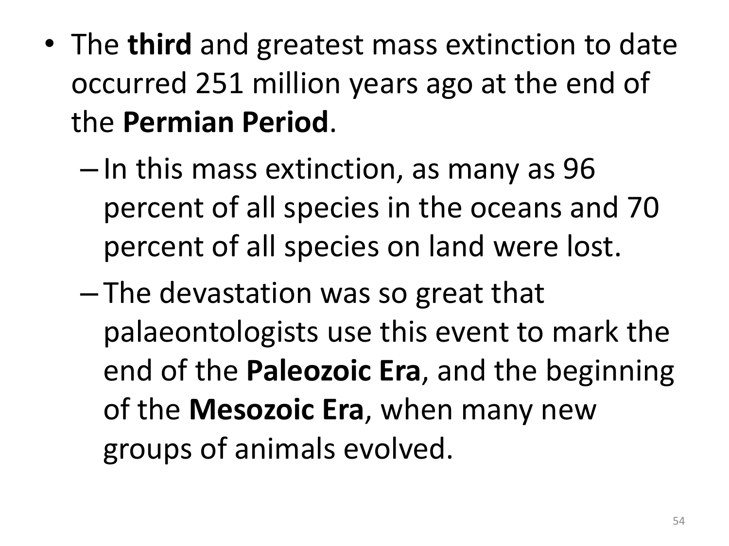- The **third** and greatest mass extinction to date occurred 251 million years ago at the end of the **Permian Period**.
  - In this mass extinction, as many as 96 percent of all species in the oceans and 70 percent of all species on land were lost.
  - The devastation was so great that palaeontologists use this event to mark the end of the **Paleozoic Era**, and the beginning of the **Mesozoic Era**, when many new groups of animals evolved.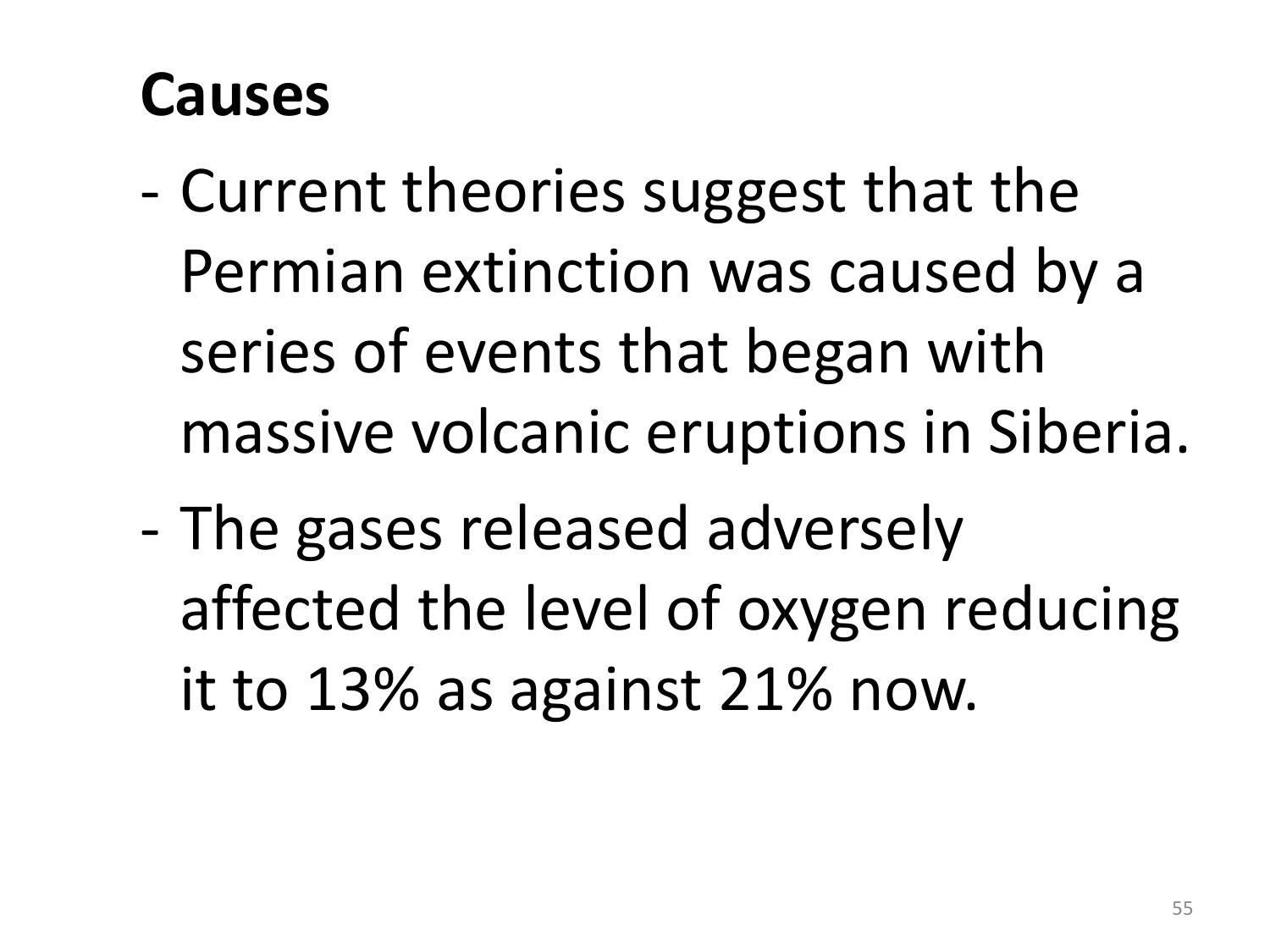## Causes

- Current theories suggest that the Permian extinction was caused by a series of events that began with massive volcanic eruptions in Siberia.
- The gases released adversely affected the level of oxygen reducing it to 13% as against 21% now.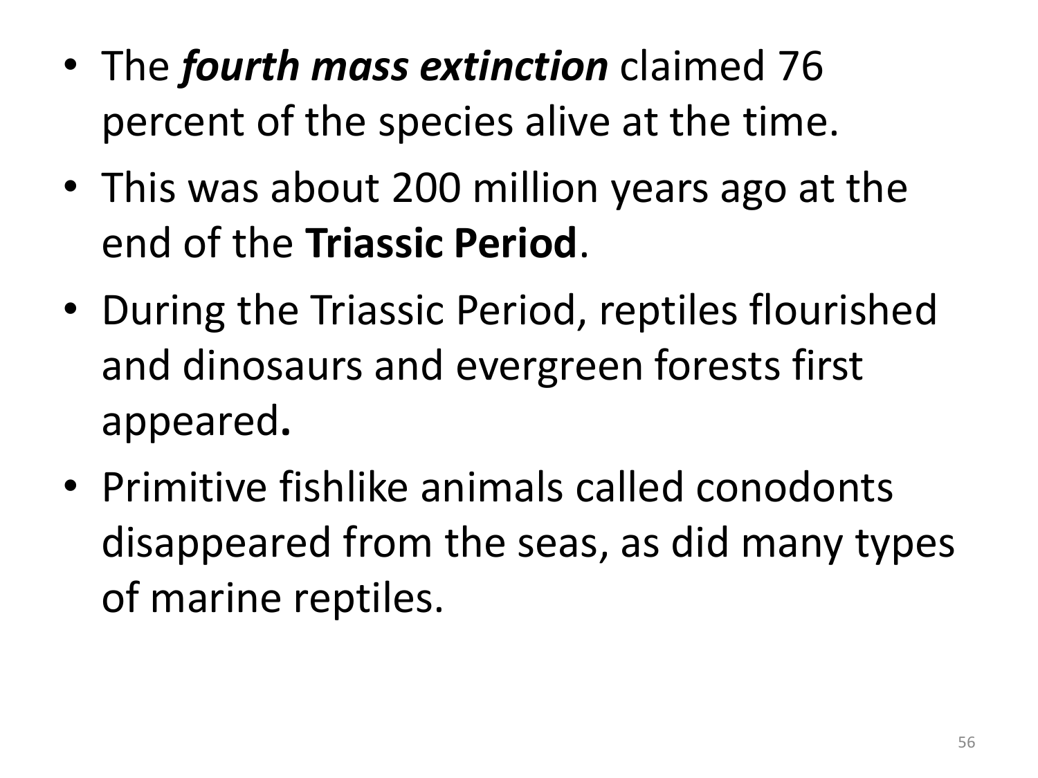- The ***fourth mass extinction*** claimed 76 percent of the species alive at the time.
- This was about 200 million years ago at the end of the **Triassic Period**.
- During the Triassic Period, reptiles flourished and dinosaurs and evergreen forests first appeared**.**
- Primitive fishlike animals called conodonts disappeared from the seas, as did many types of marine reptiles.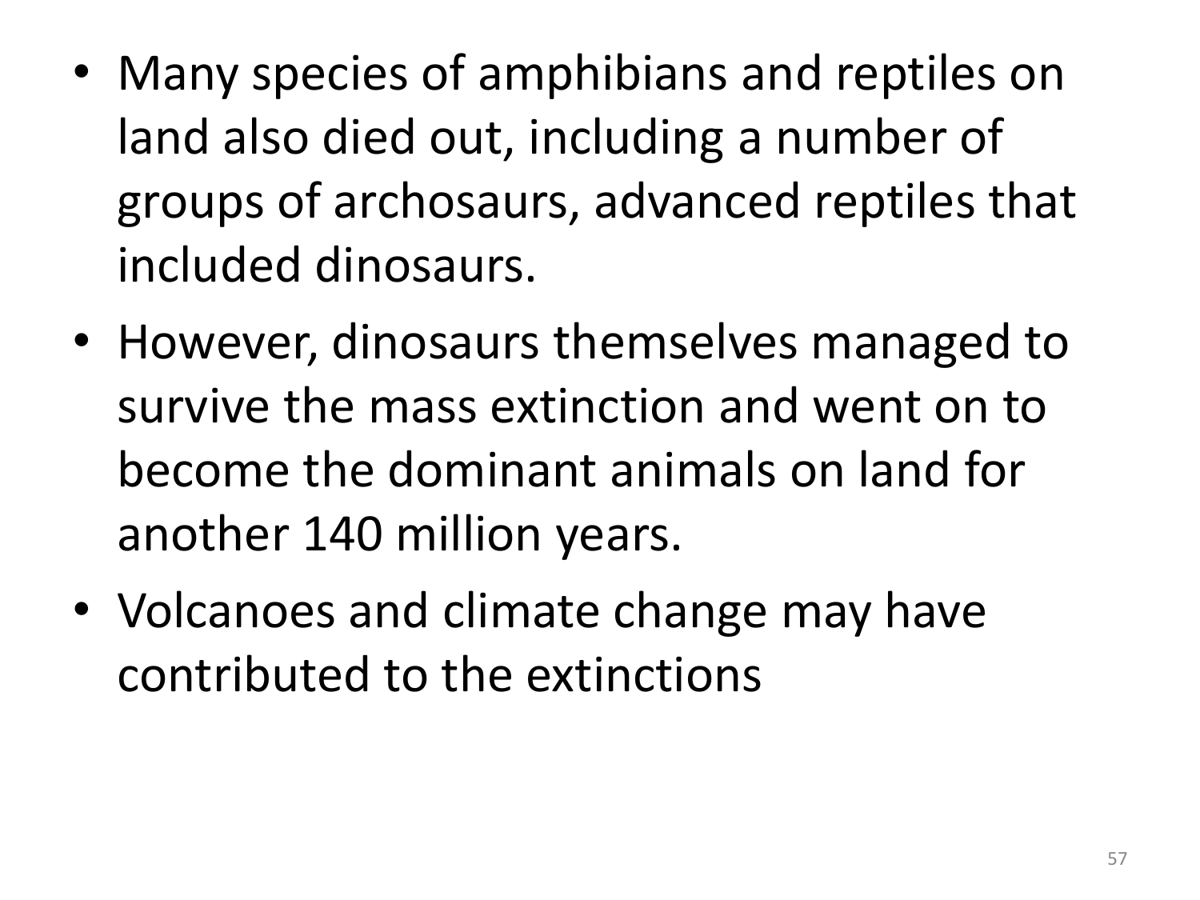- Many species of amphibians and reptiles on land also died out, including a number of groups of archosaurs, advanced reptiles that included dinosaurs.
- However, dinosaurs themselves managed to survive the mass extinction and went on to become the dominant animals on land for another 140 million years.
- Volcanoes and climate change may have contributed to the extinctions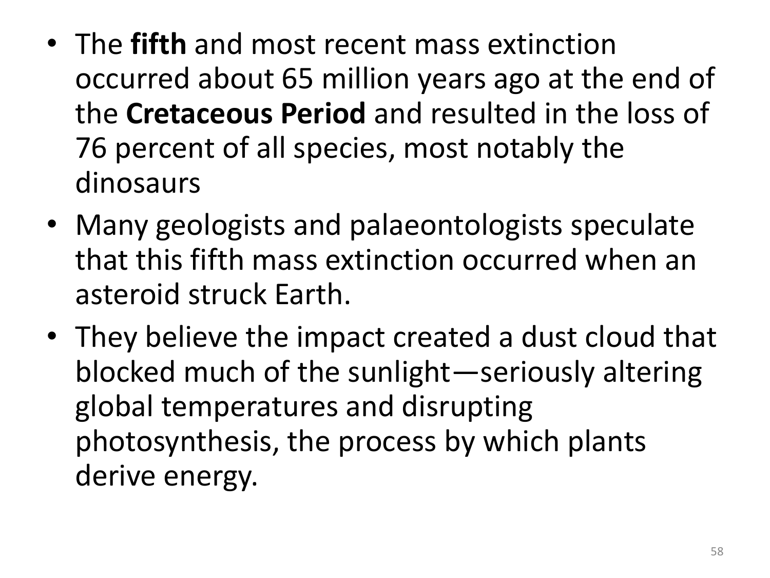- The **fifth** and most recent mass extinction occurred about 65 million years ago at the end of the **Cretaceous Period** and resulted in the loss of 76 percent of all species, most notably the dinosaurs
- Many geologists and palaeontologists speculate that this fifth mass extinction occurred when an asteroid struck Earth.
- They believe the impact created a dust cloud that blocked much of the sunlight—seriously altering global temperatures and disrupting photosynthesis, the process by which plants derive energy.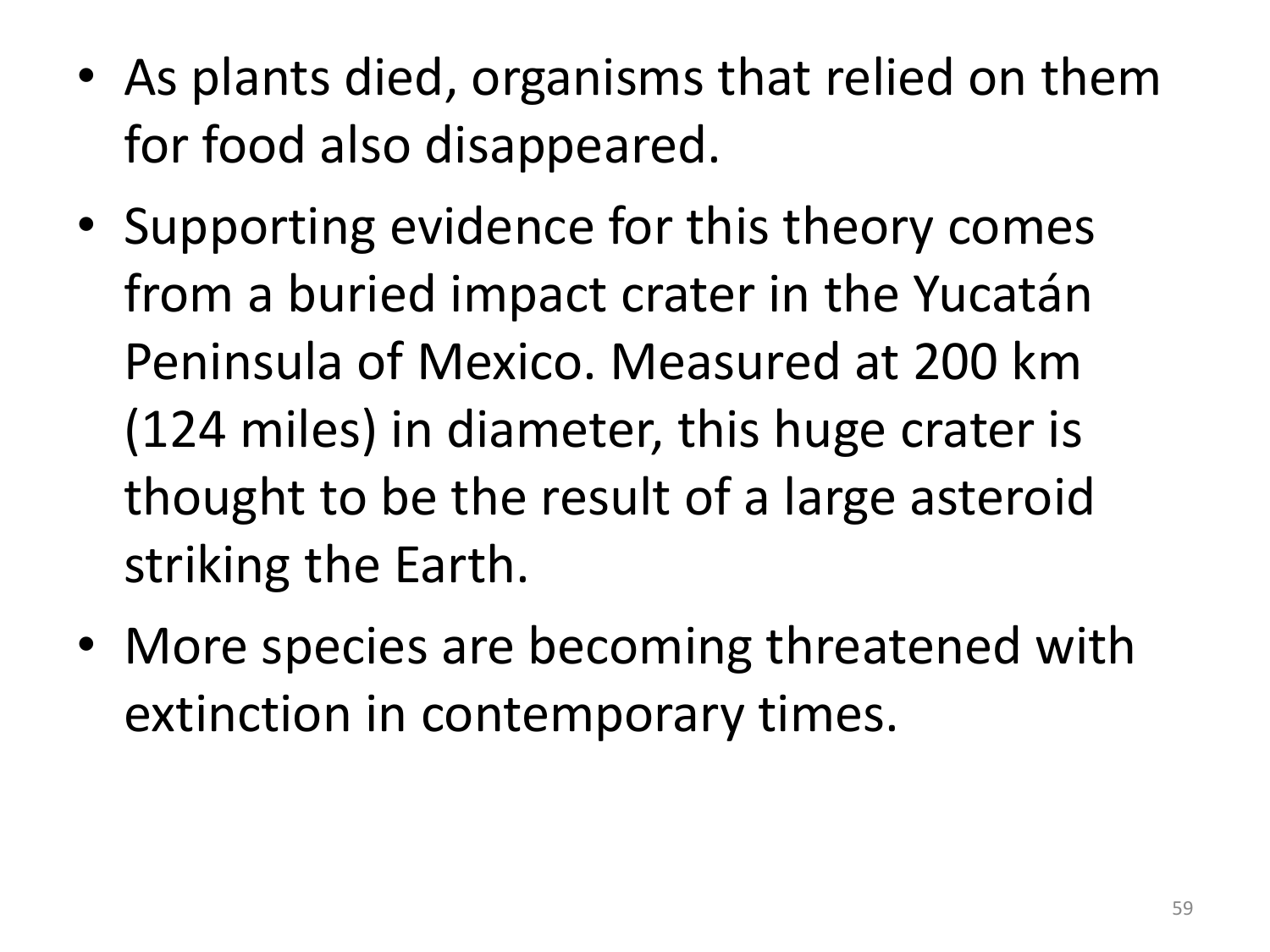- As plants died, organisms that relied on them for food also disappeared.
- Supporting evidence for this theory comes from a buried impact crater in the Yucatán Peninsula of Mexico. Measured at 200 km (124 miles) in diameter, this huge crater is thought to be the result of a large asteroid striking the Earth.
- More species are becoming threatened with extinction in contemporary times.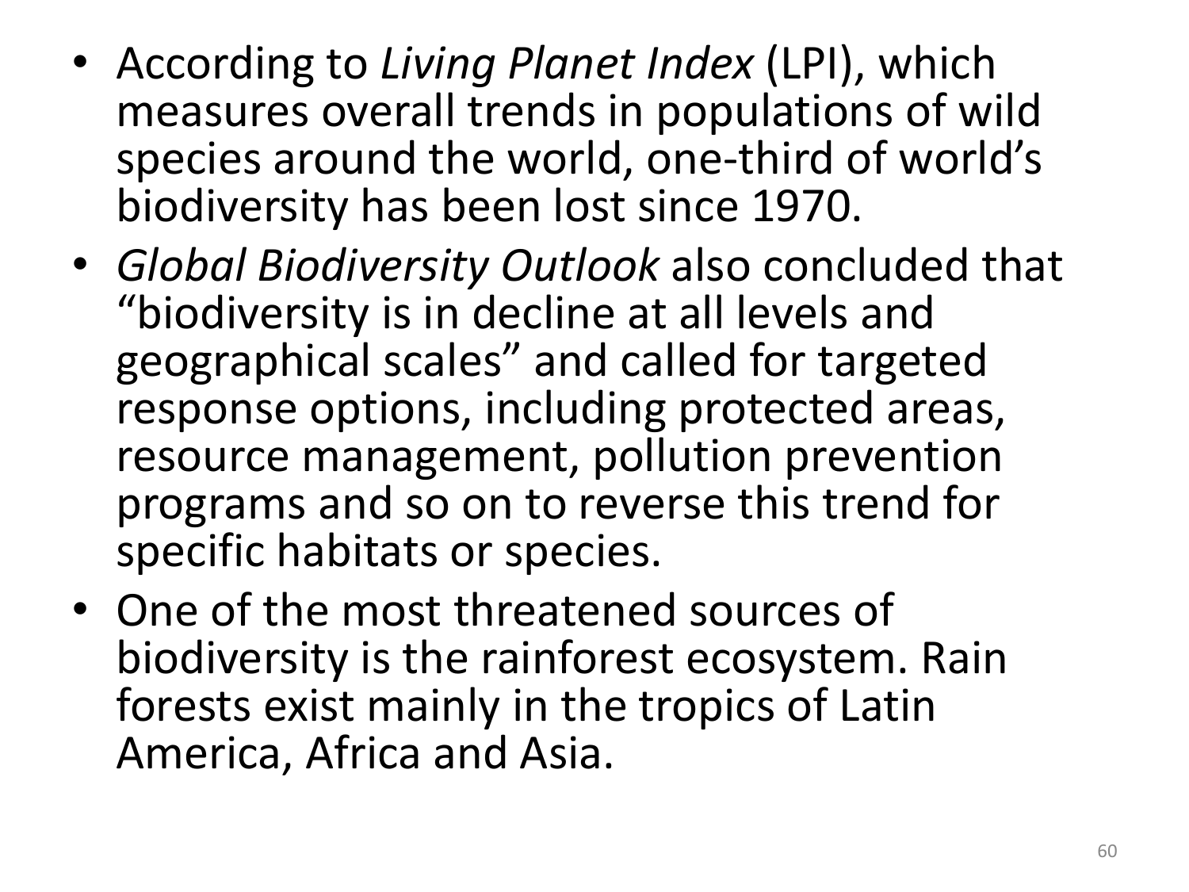- According to *Living Planet Index* (LPI), which measures overall trends in populations of wild species around the world, one-third of world's biodiversity has been lost since 1970.
- *Global Biodiversity Outlook* also concluded that "biodiversity is in decline at all levels and geographical scales" and called for targeted response options, including protected areas, resource management, pollution prevention programs and so on to reverse this trend for specific habitats or species.
- One of the most threatened sources of biodiversity is the rainforest ecosystem. Rain forests exist mainly in the tropics of Latin America, Africa and Asia.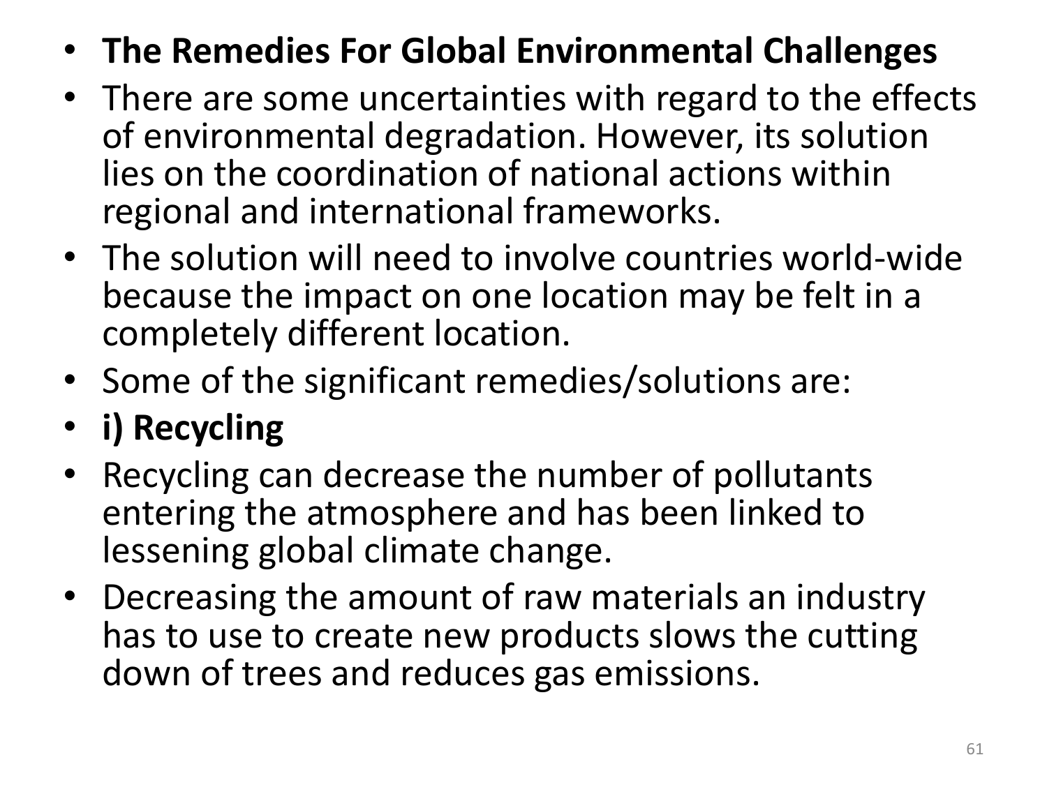- **The Remedies For Global Environmental Challenges**
- There are some uncertainties with regard to the effects of environmental degradation. However, its solution lies on the coordination of national actions within regional and international frameworks.
- The solution will need to involve countries world-wide because the impact on one location may be felt in a completely different location.
- Some of the significant remedies/solutions are:
- **i) Recycling**
- Recycling can decrease the number of pollutants entering the atmosphere and has been linked to lessening global climate change.
- Decreasing the amount of raw materials an industry has to use to create new products slows the cutting down of trees and reduces gas emissions.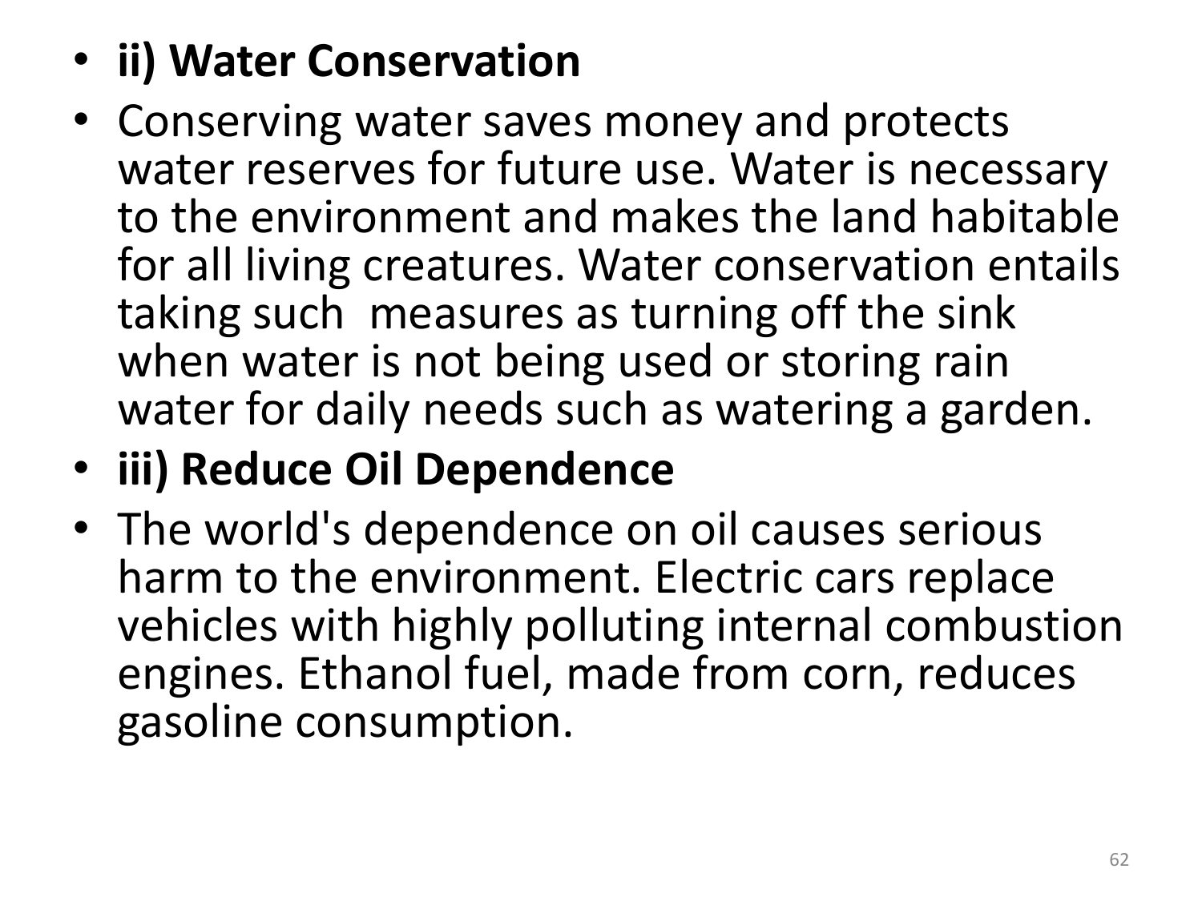- **ii) Water Conservation**
- Conserving water saves money and protects water reserves for future use. Water is necessary to the environment and makes the land habitable for all living creatures. Water conservation entails taking such measures as turning off the sink when water is not being used or storing rain water for daily needs such as watering a garden.
- **iii) Reduce Oil Dependence**
- The world's dependence on oil causes serious harm to the environment. Electric cars replace vehicles with highly polluting internal combustion engines. Ethanol fuel, made from corn, reduces gasoline consumption.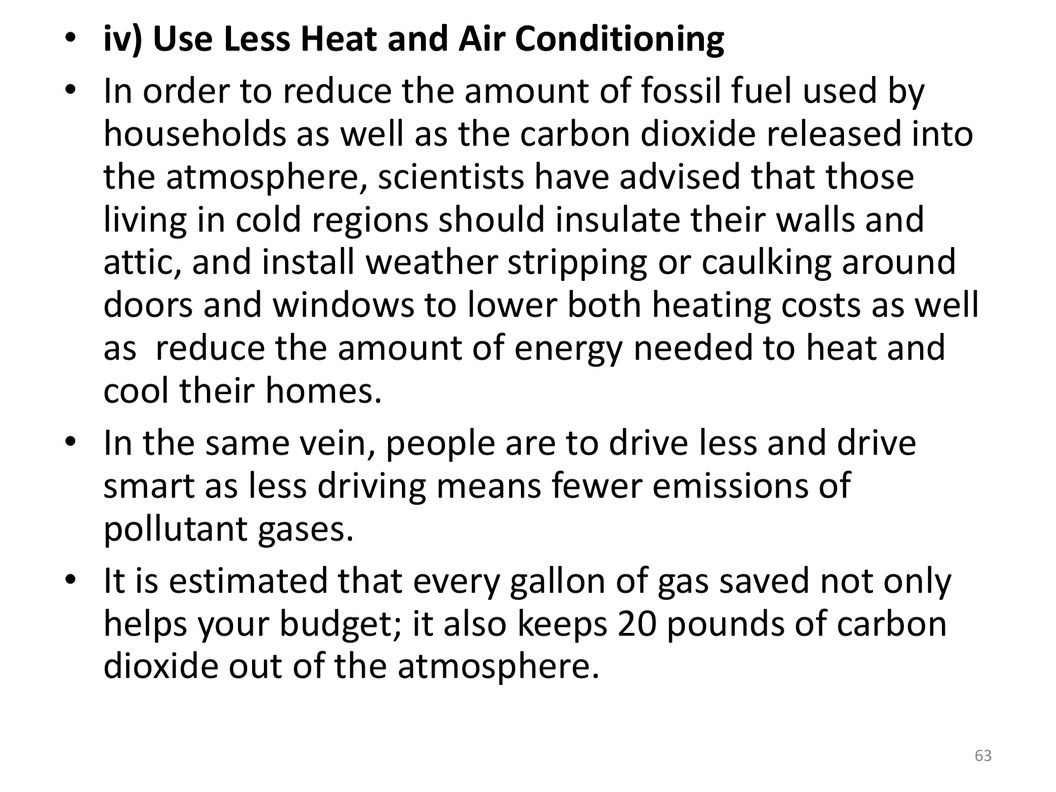- **iv) Use Less Heat and Air Conditioning**
- In order to reduce the amount of fossil fuel used by households as well as the carbon dioxide released into the atmosphere, scientists have advised that those living in cold regions should insulate their walls and attic, and install weather stripping or caulking around doors and windows to lower both heating costs as well as reduce the amount of energy needed to heat and cool their homes.
- In the same vein, people are to drive less and drive smart as less driving means fewer emissions of pollutant gases.
- It is estimated that every gallon of gas saved not only helps your budget; it also keeps 20 pounds of carbon dioxide out of the atmosphere.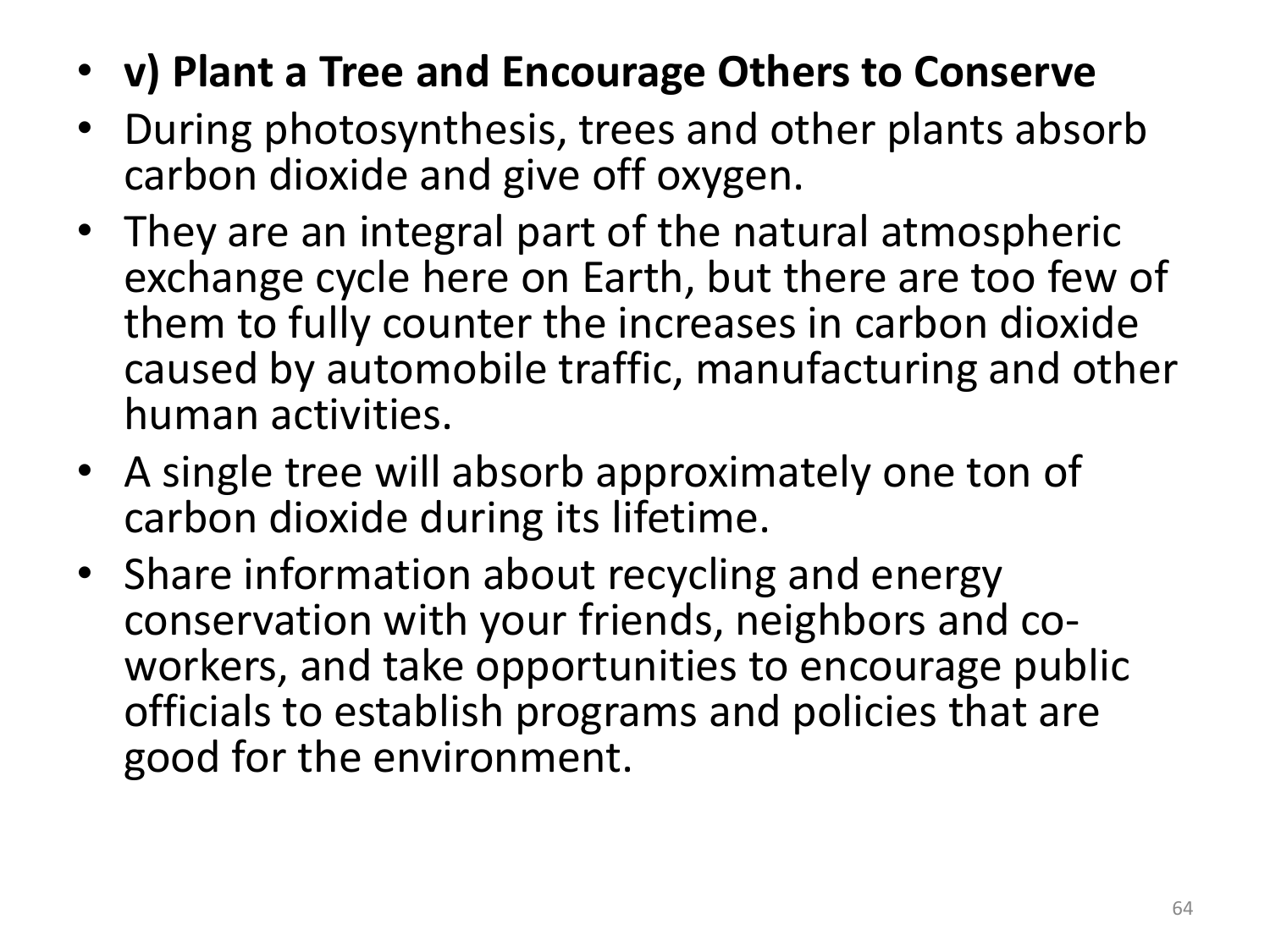- **v) Plant a Tree and Encourage Others to Conserve**
- During photosynthesis, trees and other plants absorb carbon dioxide and give off oxygen.
- They are an integral part of the natural atmospheric exchange cycle here on Earth, but there are too few of them to fully counter the increases in carbon dioxide caused by automobile traffic, manufacturing and other human activities.
- A single tree will absorb approximately one ton of carbon dioxide during its lifetime.
- Share information about recycling and energy conservation with your friends, neighbors and co-workers, and take opportunities to encourage public officials to establish programs and policies that are good for the environment.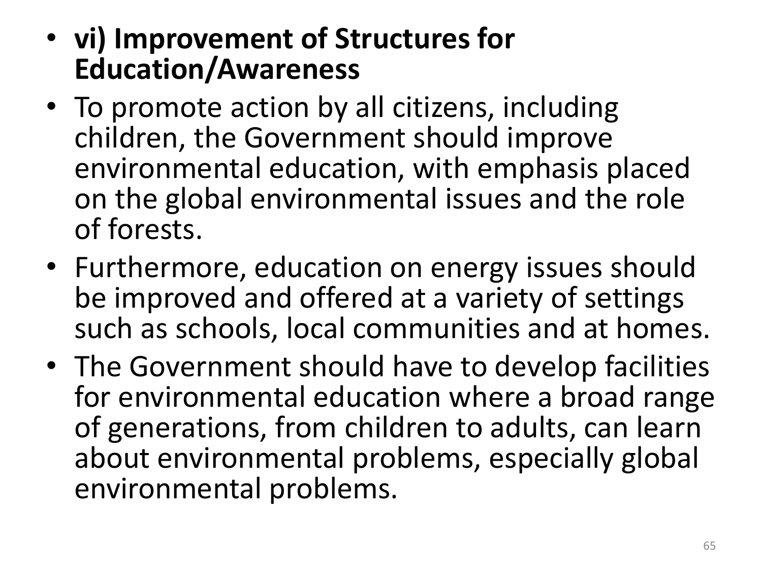- **vi) Improvement of Structures for Education/Awareness**
- To promote action by all citizens, including children, the Government should improve environmental education, with emphasis placed on the global environmental issues and the role of forests.
- Furthermore, education on energy issues should be improved and offered at a variety of settings such as schools, local communities and at homes.
- The Government should have to develop facilities for environmental education where a broad range of generations, from children to adults, can learn about environmental problems, especially global environmental problems.